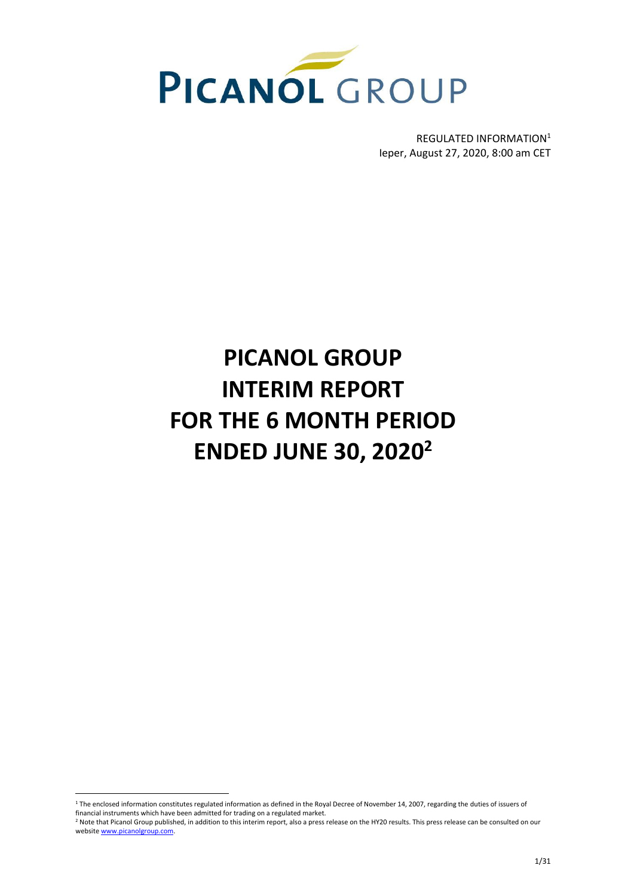# PICANOL GROUP

REGULATED INFORMATION[1]
Ieper, August 27, 2020, 8:00 am CET

# PICANOL GROUP INTERIM REPORT FOR THE 6 MONTH PERIOD ENDED JUNE 30, 2020[2]

[1] The enclosed information constitutes regulated information as defined in the Royal Decree of November 14, 2007, regarding the duties of issuers of financial instruments which have been admitted for trading on a regulated market.

[2] Note that Picanol Group published, in addition to this interim report, also a press release on the HY20 results. This press release can be consulted on our website www.picanolgroup.com.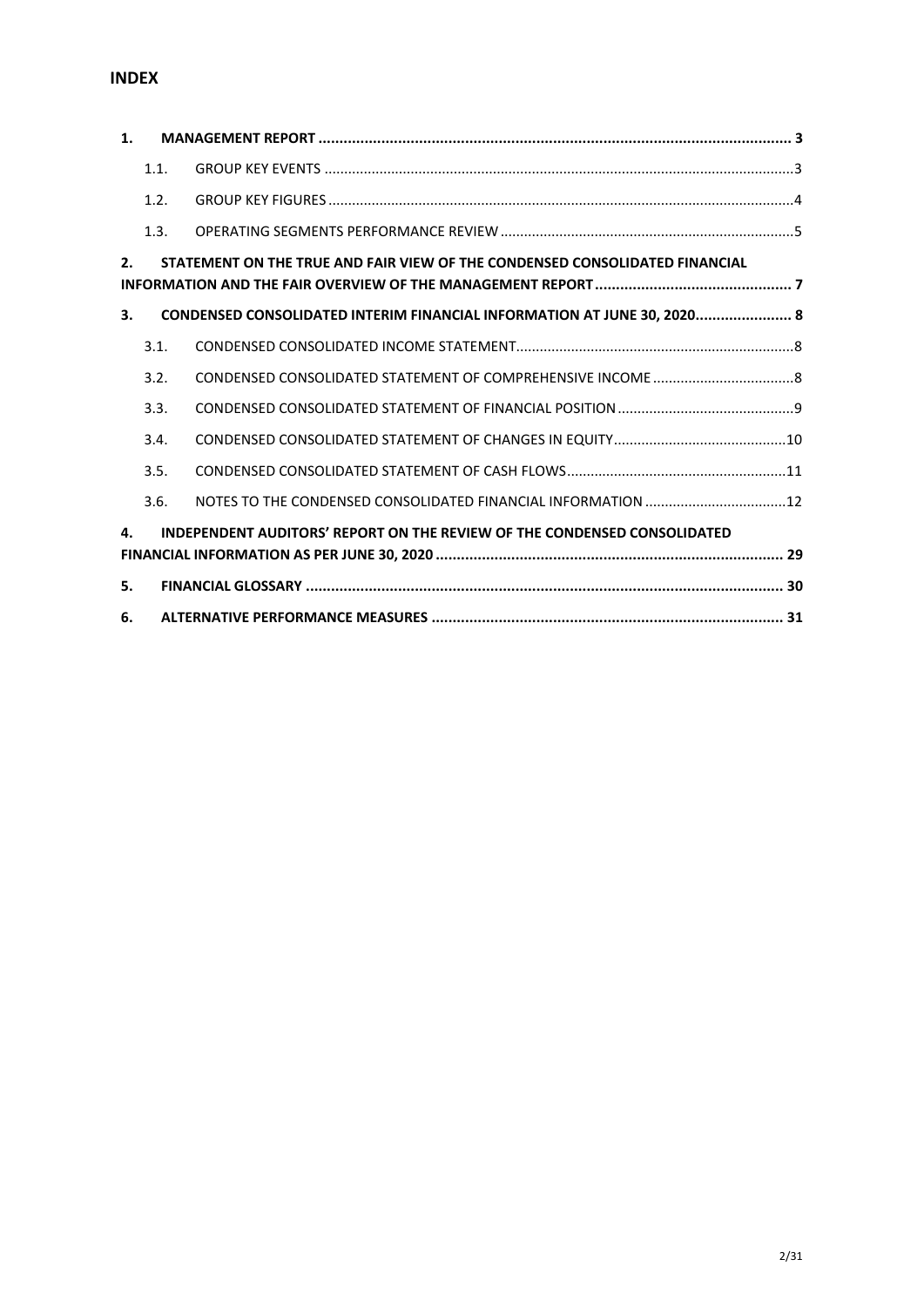## INDEX

| | | | |
|---|---|---|---|
| **1.** | | **MANAGEMENT REPORT** | **3** |
| | 1.1. | GROUP KEY EVENTS | 3 |
| | 1.2. | GROUP KEY FIGURES | 4 |
| | 1.3. | OPERATING SEGMENTS PERFORMANCE REVIEW | 5 |
| **2.** | | **STATEMENT ON THE TRUE AND FAIR VIEW OF THE CONDENSED CONSOLIDATED FINANCIAL INFORMATION AND THE FAIR OVERVIEW OF THE MANAGEMENT REPORT** | **7** |
| **3.** | | **CONDENSED CONSOLIDATED INTERIM FINANCIAL INFORMATION AT JUNE 30, 2020** | **8** |
| | 3.1. | CONDENSED CONSOLIDATED INCOME STATEMENT | 8 |
| | 3.2. | CONDENSED CONSOLIDATED STATEMENT OF COMPREHENSIVE INCOME | 8 |
| | 3.3. | CONDENSED CONSOLIDATED STATEMENT OF FINANCIAL POSITION | 9 |
| | 3.4. | CONDENSED CONSOLIDATED STATEMENT OF CHANGES IN EQUITY | 10 |
| | 3.5. | CONDENSED CONSOLIDATED STATEMENT OF CASH FLOWS | 11 |
| | 3.6. | NOTES TO THE CONDENSED CONSOLIDATED FINANCIAL INFORMATION | 12 |
| **4.** | | **INDEPENDENT AUDITORS' REPORT ON THE REVIEW OF THE CONDENSED CONSOLIDATED FINANCIAL INFORMATION AS PER JUNE 30, 2020** | **29** |
| **5.** | | **FINANCIAL GLOSSARY** | **30** |
| **6.** | | **ALTERNATIVE PERFORMANCE MEASURES** | **31** |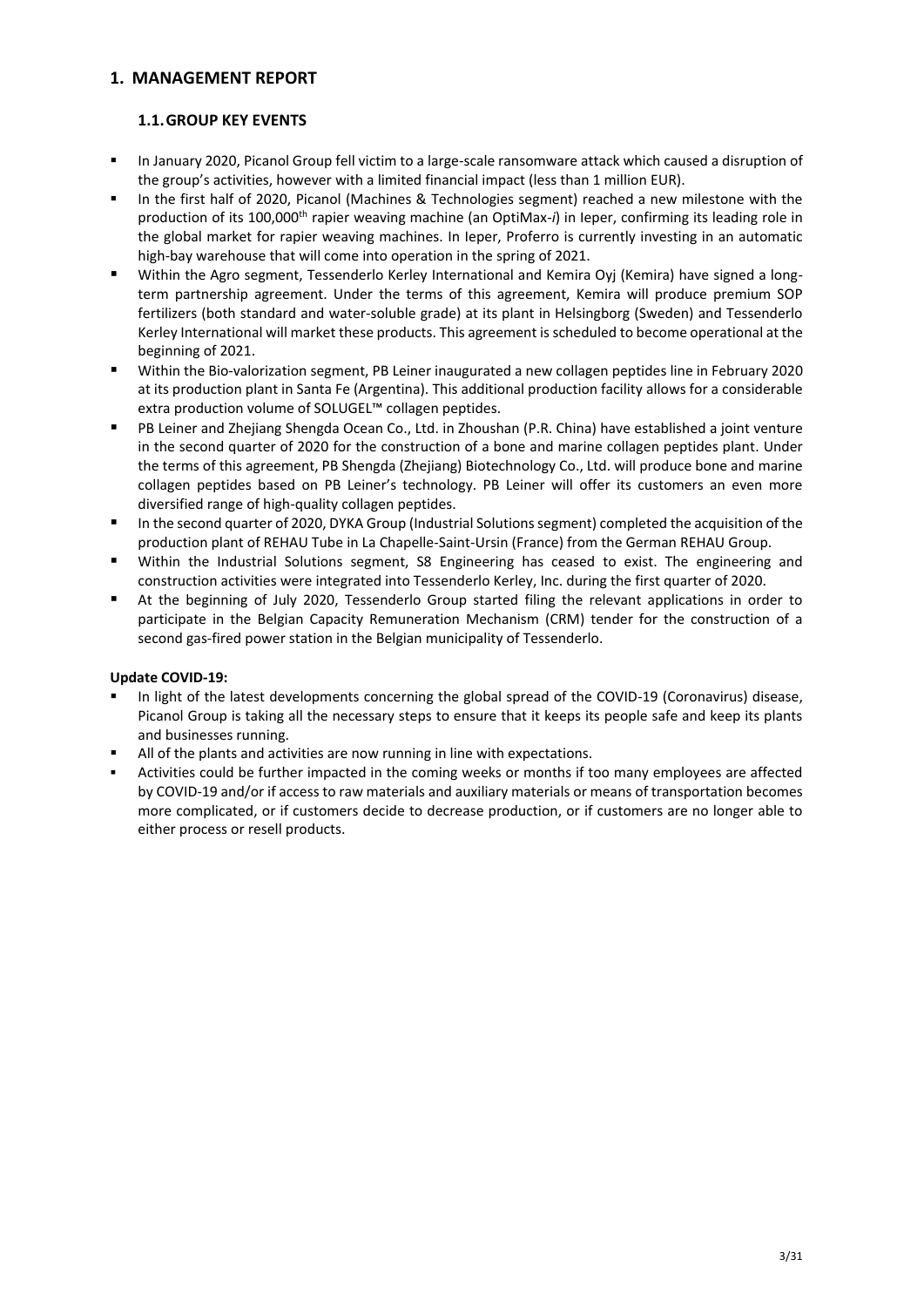# 1. MANAGEMENT REPORT

## 1.1. GROUP KEY EVENTS

- In January 2020, Picanol Group fell victim to a large-scale ransomware attack which caused a disruption of the group's activities, however with a limited financial impact (less than 1 million EUR).
- In the first half of 2020, Picanol (Machines & Technologies segment) reached a new milestone with the production of its 100,000th rapier weaving machine (an OptiMax-*i*) in Ieper, confirming its leading role in the global market for rapier weaving machines. In Ieper, Proferro is currently investing in an automatic high-bay warehouse that will come into operation in the spring of 2021.
- Within the Agro segment, Tessenderlo Kerley International and Kemira Oyj (Kemira) have signed a long-term partnership agreement. Under the terms of this agreement, Kemira will produce premium SOP fertilizers (both standard and water-soluble grade) at its plant in Helsingborg (Sweden) and Tessenderlo Kerley International will market these products. This agreement is scheduled to become operational at the beginning of 2021.
- Within the Bio-valorization segment, PB Leiner inaugurated a new collagen peptides line in February 2020 at its production plant in Santa Fe (Argentina). This additional production facility allows for a considerable extra production volume of SOLUGEL™ collagen peptides.
- PB Leiner and Zhejiang Shengda Ocean Co., Ltd. in Zhoushan (P.R. China) have established a joint venture in the second quarter of 2020 for the construction of a bone and marine collagen peptides plant. Under the terms of this agreement, PB Shengda (Zhejiang) Biotechnology Co., Ltd. will produce bone and marine collagen peptides based on PB Leiner's technology. PB Leiner will offer its customers an even more diversified range of high-quality collagen peptides.
- In the second quarter of 2020, DYKA Group (Industrial Solutions segment) completed the acquisition of the production plant of REHAU Tube in La Chapelle-Saint-Ursin (France) from the German REHAU Group.
- Within the Industrial Solutions segment, S8 Engineering has ceased to exist. The engineering and construction activities were integrated into Tessenderlo Kerley, Inc. during the first quarter of 2020.
- At the beginning of July 2020, Tessenderlo Group started filing the relevant applications in order to participate in the Belgian Capacity Remuneration Mechanism (CRM) tender for the construction of a second gas-fired power station in the Belgian municipality of Tessenderlo.

**Update COVID-19:**

- In light of the latest developments concerning the global spread of the COVID-19 (Coronavirus) disease, Picanol Group is taking all the necessary steps to ensure that it keeps its people safe and keep its plants and businesses running.
- All of the plants and activities are now running in line with expectations.
- Activities could be further impacted in the coming weeks or months if too many employees are affected by COVID-19 and/or if access to raw materials and auxiliary materials or means of transportation becomes more complicated, or if customers decide to decrease production, or if customers are no longer able to either process or resell products.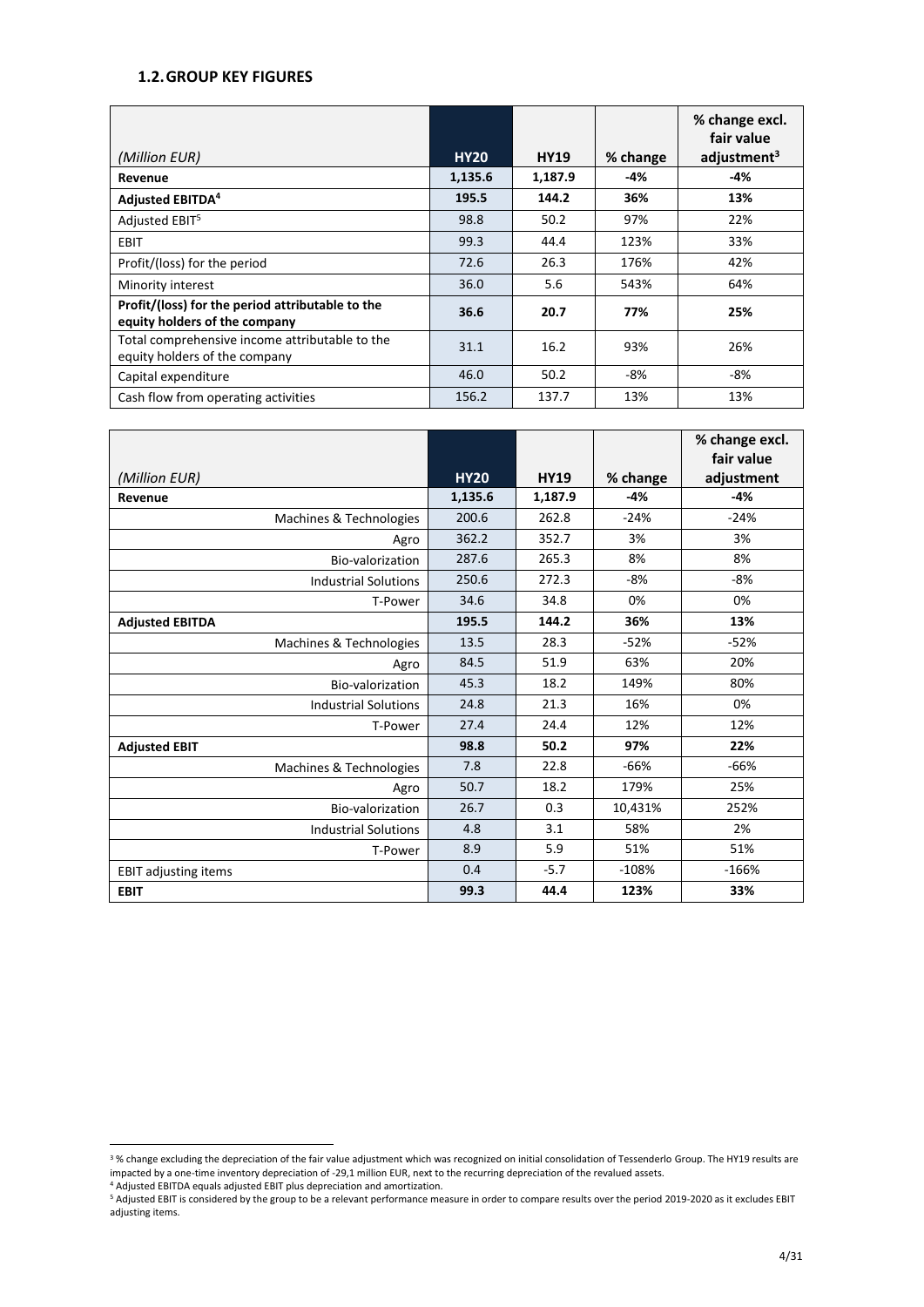## 1.2. GROUP KEY FIGURES

| *(Million EUR)* | HY20 | HY19 | % change | % change excl. fair value adjustment[3] |
|---|---|---|---|---|
| **Revenue** | **1,135.6** | **1,187.9** | **-4%** | **-4%** |
| **Adjusted EBITDA[4]** | **195.5** | **144.2** | **36%** | **13%** |
| Adjusted EBIT[5] | 98.8 | 50.2 | 97% | 22% |
| EBIT | 99.3 | 44.4 | 123% | 33% |
| Profit/(loss) for the period | 72.6 | 26.3 | 176% | 42% |
| Minority interest | 36.0 | 5.6 | 543% | 64% |
| **Profit/(loss) for the period attributable to the equity holders of the company** | **36.6** | **20.7** | **77%** | **25%** |
| Total comprehensive income attributable to the equity holders of the company | 31.1 | 16.2 | 93% | 26% |
| Capital expenditure | 46.0 | 50.2 | -8% | -8% |
| Cash flow from operating activities | 156.2 | 137.7 | 13% | 13% |

| *(Million EUR)* | HY20 | HY19 | % change | % change excl. fair value adjustment |
|---|---|---|---|---|
| **Revenue** | **1,135.6** | **1,187.9** | **-4%** | **-4%** |
| Machines & Technologies | 200.6 | 262.8 | -24% | -24% |
| Agro | 362.2 | 352.7 | 3% | 3% |
| Bio-valorization | 287.6 | 265.3 | 8% | 8% |
| Industrial Solutions | 250.6 | 272.3 | -8% | -8% |
| T-Power | 34.6 | 34.8 | 0% | 0% |
| **Adjusted EBITDA** | **195.5** | **144.2** | **36%** | **13%** |
| Machines & Technologies | 13.5 | 28.3 | -52% | -52% |
| Agro | 84.5 | 51.9 | 63% | 20% |
| Bio-valorization | 45.3 | 18.2 | 149% | 80% |
| Industrial Solutions | 24.8 | 21.3 | 16% | 0% |
| T-Power | 27.4 | 24.4 | 12% | 12% |
| **Adjusted EBIT** | **98.8** | **50.2** | **97%** | **22%** |
| Machines & Technologies | 7.8 | 22.8 | -66% | -66% |
| Agro | 50.7 | 18.2 | 179% | 25% |
| Bio-valorization | 26.7 | 0.3 | 10,431% | 252% |
| Industrial Solutions | 4.8 | 3.1 | 58% | 2% |
| T-Power | 8.9 | 5.9 | 51% | 51% |
| EBIT adjusting items | 0.4 | -5.7 | -108% | -166% |
| **EBIT** | **99.3** | **44.4** | **123%** | **33%** |

[3] % change excluding the depreciation of the fair value adjustment which was recognized on initial consolidation of Tessenderlo Group. The HY19 results are impacted by a one-time inventory depreciation of -29,1 million EUR, next to the recurring depreciation of the revalued assets.

[4] Adjusted EBITDA equals adjusted EBIT plus depreciation and amortization.

[5] Adjusted EBIT is considered by the group to be a relevant performance measure in order to compare results over the period 2019-2020 as it excludes EBIT adjusting items.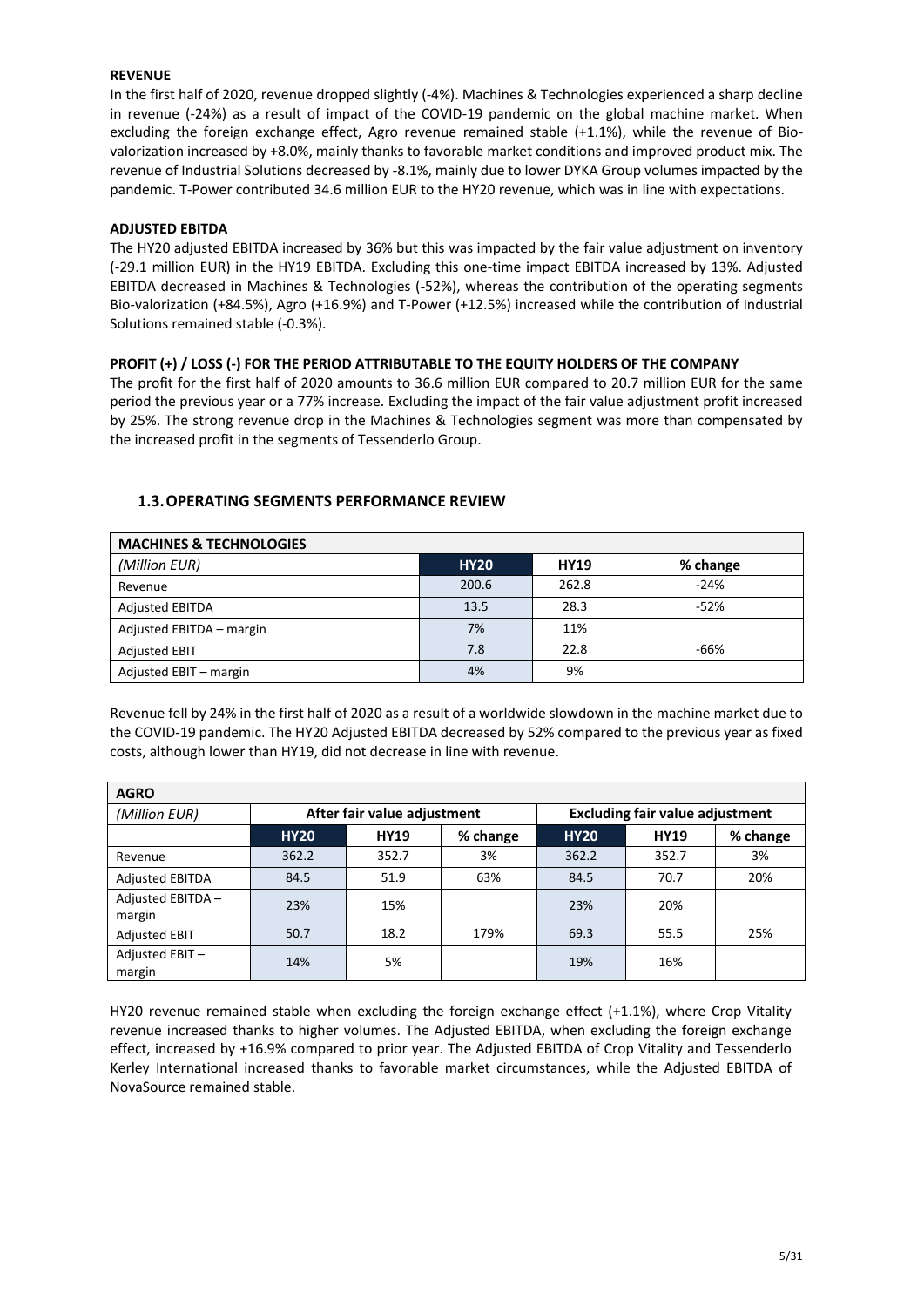**REVENUE**

In the first half of 2020, revenue dropped slightly (-4%). Machines & Technologies experienced a sharp decline in revenue (-24%) as a result of impact of the COVID-19 pandemic on the global machine market. When excluding the foreign exchange effect, Agro revenue remained stable (+1.1%), while the revenue of Bio-valorization increased by +8.0%, mainly thanks to favorable market conditions and improved product mix. The revenue of Industrial Solutions decreased by -8.1%, mainly due to lower DYKA Group volumes impacted by the pandemic. T-Power contributed 34.6 million EUR to the HY20 revenue, which was in line with expectations.

**ADJUSTED EBITDA**

The HY20 adjusted EBITDA increased by 36% but this was impacted by the fair value adjustment on inventory (-29.1 million EUR) in the HY19 EBITDA. Excluding this one-time impact EBITDA increased by 13%. Adjusted EBITDA decreased in Machines & Technologies (-52%), whereas the contribution of the operating segments Bio-valorization (+84.5%), Agro (+16.9%) and T-Power (+12.5%) increased while the contribution of Industrial Solutions remained stable (-0.3%).

**PROFIT (+) / LOSS (-) FOR THE PERIOD ATTRIBUTABLE TO THE EQUITY HOLDERS OF THE COMPANY**

The profit for the first half of 2020 amounts to 36.6 million EUR compared to 20.7 million EUR for the same period the previous year or a 77% increase. Excluding the impact of the fair value adjustment profit increased by 25%. The strong revenue drop in the Machines & Technologies segment was more than compensated by the increased profit in the segments of Tessenderlo Group.

## 1.3. OPERATING SEGMENTS PERFORMANCE REVIEW

| MACHINES & TECHNOLOGIES | | | |
|---|---|---|---|
| *(Million EUR)* | **HY20** | **HY19** | **% change** |
| Revenue | 200.6 | 262.8 | -24% |
| Adjusted EBITDA | 13.5 | 28.3 | -52% |
| Adjusted EBITDA – margin | 7% | 11% | |
| Adjusted EBIT | 7.8 | 22.8 | -66% |
| Adjusted EBIT – margin | 4% | 9% | |

Revenue fell by 24% in the first half of 2020 as a result of a worldwide slowdown in the machine market due to the COVID-19 pandemic. The HY20 Adjusted EBITDA decreased by 52% compared to the previous year as fixed costs, although lower than HY19, did not decrease in line with revenue.

| AGRO | | | | | | |
|---|---|---|---|---|---|---|
| *(Million EUR)* | **After fair value adjustment** | | | **Excluding fair value adjustment** | | |
| | **HY20** | **HY19** | **% change** | **HY20** | **HY19** | **% change** |
| Revenue | 362.2 | 352.7 | 3% | 362.2 | 352.7 | 3% |
| Adjusted EBITDA | 84.5 | 51.9 | 63% | 84.5 | 70.7 | 20% |
| Adjusted EBITDA – margin | 23% | 15% | | 23% | 20% | |
| Adjusted EBIT | 50.7 | 18.2 | 179% | 69.3 | 55.5 | 25% |
| Adjusted EBIT – margin | 14% | 5% | | 19% | 16% | |

HY20 revenue remained stable when excluding the foreign exchange effect (+1.1%), where Crop Vitality revenue increased thanks to higher volumes. The Adjusted EBITDA, when excluding the foreign exchange effect, increased by +16.9% compared to prior year. The Adjusted EBITDA of Crop Vitality and Tessenderlo Kerley International increased thanks to favorable market circumstances, while the Adjusted EBITDA of NovaSource remained stable.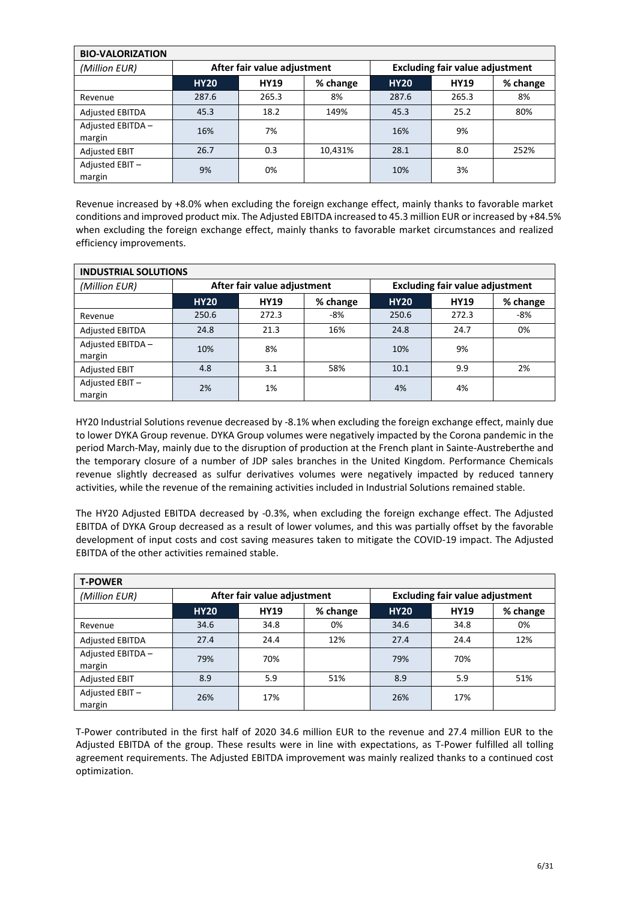| BIO-VALORIZATION | | | | | | |
|---|---|---|---|---|---|---|
| *(Million EUR)* | After fair value adjustment | | | Excluding fair value adjustment | | |
| | HY20 | HY19 | % change | HY20 | HY19 | % change |
| Revenue | 287.6 | 265.3 | 8% | 287.6 | 265.3 | 8% |
| Adjusted EBITDA | 45.3 | 18.2 | 149% | 45.3 | 25.2 | 80% |
| Adjusted EBITDA – margin | 16% | 7% | | 16% | 9% | |
| Adjusted EBIT | 26.7 | 0.3 | 10,431% | 28.1 | 8.0 | 252% |
| Adjusted EBIT – margin | 9% | 0% | | 10% | 3% | |

Revenue increased by +8.0% when excluding the foreign exchange effect, mainly thanks to favorable market conditions and improved product mix. The Adjusted EBITDA increased to 45.3 million EUR or increased by +84.5% when excluding the foreign exchange effect, mainly thanks to favorable market circumstances and realized efficiency improvements.

| INDUSTRIAL SOLUTIONS | | | | | | |
|---|---|---|---|---|---|---|
| *(Million EUR)* | After fair value adjustment | | | Excluding fair value adjustment | | |
| | HY20 | HY19 | % change | HY20 | HY19 | % change |
| Revenue | 250.6 | 272.3 | -8% | 250.6 | 272.3 | -8% |
| Adjusted EBITDA | 24.8 | 21.3 | 16% | 24.8 | 24.7 | 0% |
| Adjusted EBITDA – margin | 10% | 8% | | 10% | 9% | |
| Adjusted EBIT | 4.8 | 3.1 | 58% | 10.1 | 9.9 | 2% |
| Adjusted EBIT – margin | 2% | 1% | | 4% | 4% | |

HY20 Industrial Solutions revenue decreased by -8.1% when excluding the foreign exchange effect, mainly due to lower DYKA Group revenue. DYKA Group volumes were negatively impacted by the Corona pandemic in the period March-May, mainly due to the disruption of production at the French plant in Sainte-Austreberthe and the temporary closure of a number of JDP sales branches in the United Kingdom. Performance Chemicals revenue slightly decreased as sulfur derivatives volumes were negatively impacted by reduced tannery activities, while the revenue of the remaining activities included in Industrial Solutions remained stable.

The HY20 Adjusted EBITDA decreased by -0.3%, when excluding the foreign exchange effect. The Adjusted EBITDA of DYKA Group decreased as a result of lower volumes, and this was partially offset by the favorable development of input costs and cost saving measures taken to mitigate the COVID-19 impact. The Adjusted EBITDA of the other activities remained stable.

| T-POWER | | | | | | |
|---|---|---|---|---|---|---|
| *(Million EUR)* | After fair value adjustment | | | Excluding fair value adjustment | | |
| | HY20 | HY19 | % change | HY20 | HY19 | % change |
| Revenue | 34.6 | 34.8 | 0% | 34.6 | 34.8 | 0% |
| Adjusted EBITDA | 27.4 | 24.4 | 12% | 27.4 | 24.4 | 12% |
| Adjusted EBITDA – margin | 79% | 70% | | 79% | 70% | |
| Adjusted EBIT | 8.9 | 5.9 | 51% | 8.9 | 5.9 | 51% |
| Adjusted EBIT – margin | 26% | 17% | | 26% | 17% | |

T-Power contributed in the first half of 2020 34.6 million EUR to the revenue and 27.4 million EUR to the Adjusted EBITDA of the group. These results were in line with expectations, as T-Power fulfilled all tolling agreement requirements. The Adjusted EBITDA improvement was mainly realized thanks to a continued cost optimization.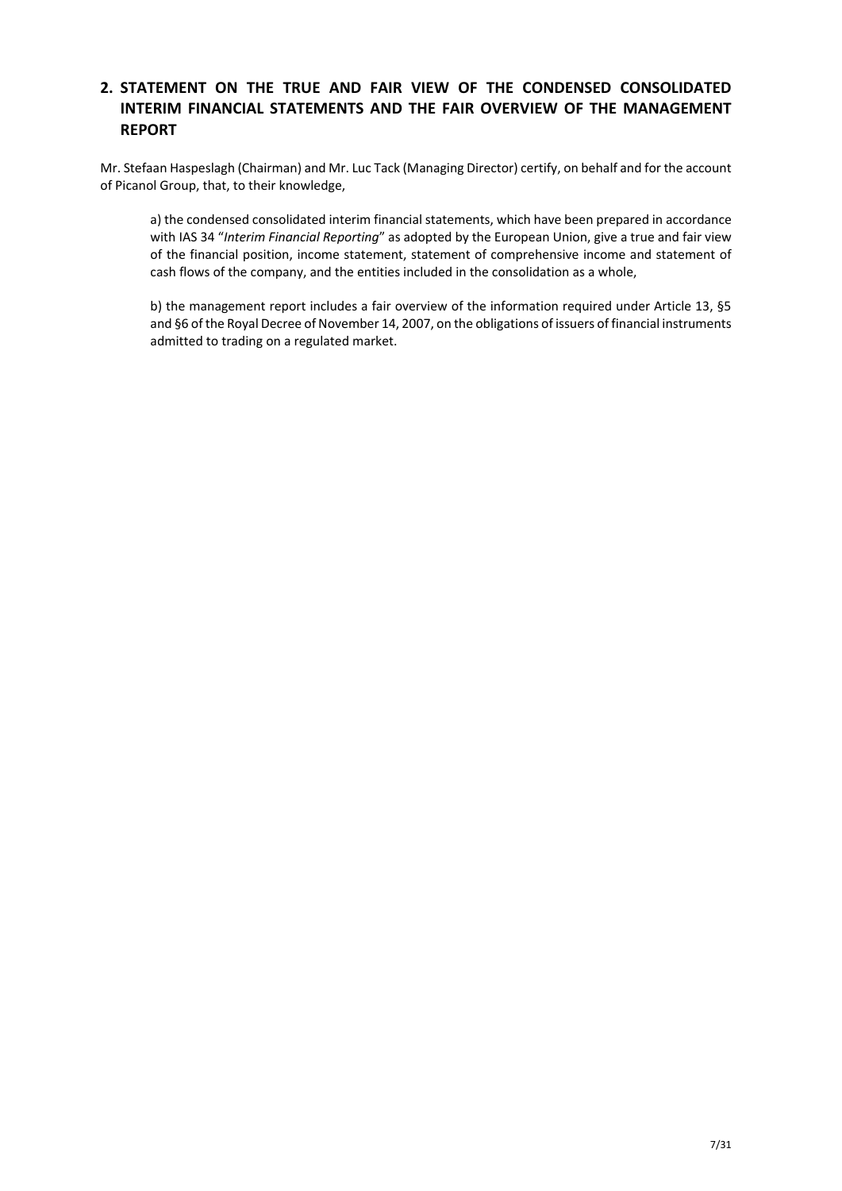## 2. STATEMENT ON THE TRUE AND FAIR VIEW OF THE CONDENSED CONSOLIDATED INTERIM FINANCIAL STATEMENTS AND THE FAIR OVERVIEW OF THE MANAGEMENT REPORT

Mr. Stefaan Haspeslagh (Chairman) and Mr. Luc Tack (Managing Director) certify, on behalf and for the account of Picanol Group, that, to their knowledge,

a) the condensed consolidated interim financial statements, which have been prepared in accordance with IAS 34 "*Interim Financial Reporting*" as adopted by the European Union, give a true and fair view of the financial position, income statement, statement of comprehensive income and statement of cash flows of the company, and the entities included in the consolidation as a whole,

b) the management report includes a fair overview of the information required under Article 13, §5 and §6 of the Royal Decree of November 14, 2007, on the obligations of issuers of financial instruments admitted to trading on a regulated market.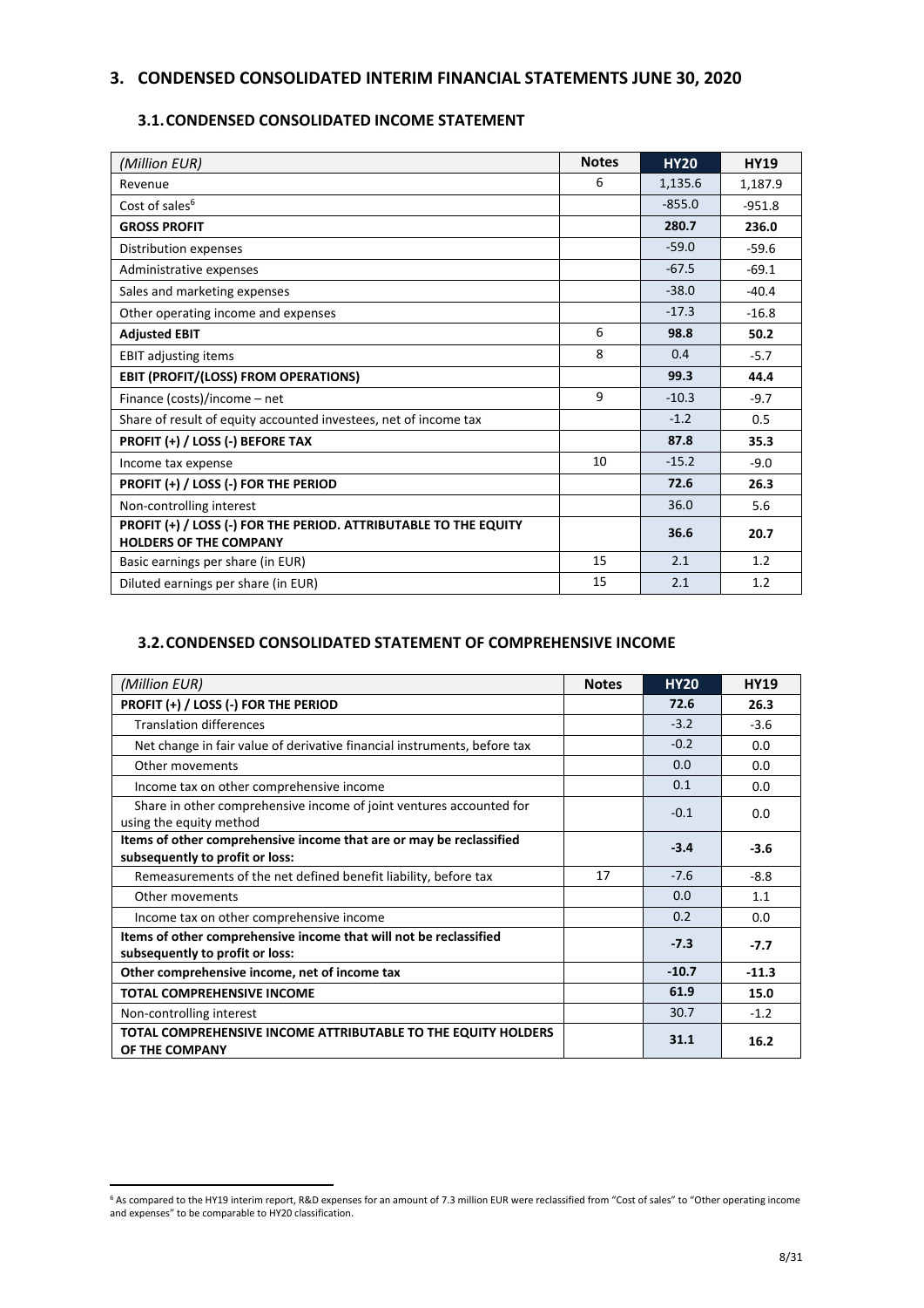## 3. CONDENSED CONSOLIDATED INTERIM FINANCIAL STATEMENTS JUNE 30, 2020

### 3.1. CONDENSED CONSOLIDATED INCOME STATEMENT

| *(Million EUR)* | Notes | HY20 | HY19 |
|---|---|---|---|
| Revenue | 6 | 1,135.6 | 1,187.9 |
| Cost of sales[6] | | -855.0 | -951.8 |
| **GROSS PROFIT** | | **280.7** | **236.0** |
| Distribution expenses | | -59.0 | -59.6 |
| Administrative expenses | | -67.5 | -69.1 |
| Sales and marketing expenses | | -38.0 | -40.4 |
| Other operating income and expenses | | -17.3 | -16.8 |
| **Adjusted EBIT** | 6 | **98.8** | **50.2** |
| EBIT adjusting items | 8 | 0.4 | -5.7 |
| **EBIT (PROFIT/(LOSS) FROM OPERATIONS)** | | **99.3** | **44.4** |
| Finance (costs)/income – net | 9 | -10.3 | -9.7 |
| Share of result of equity accounted investees, net of income tax | | -1.2 | 0.5 |
| **PROFIT (+) / LOSS (-) BEFORE TAX** | | **87.8** | **35.3** |
| Income tax expense | 10 | -15.2 | -9.0 |
| **PROFIT (+) / LOSS (-) FOR THE PERIOD** | | **72.6** | **26.3** |
| Non-controlling interest | | 36.0 | 5.6 |
| **PROFIT (+) / LOSS (-) FOR THE PERIOD. ATTRIBUTABLE TO THE EQUITY HOLDERS OF THE COMPANY** | | **36.6** | **20.7** |
| Basic earnings per share (in EUR) | 15 | 2.1 | 1.2 |
| Diluted earnings per share (in EUR) | 15 | 2.1 | 1.2 |

### 3.2. CONDENSED CONSOLIDATED STATEMENT OF COMPREHENSIVE INCOME

| *(Million EUR)* | Notes | HY20 | HY19 |
|---|---|---|---|
| **PROFIT (+) / LOSS (-) FOR THE PERIOD** | | **72.6** | **26.3** |
| Translation differences | | -3.2 | -3.6 |
| Net change in fair value of derivative financial instruments, before tax | | -0.2 | 0.0 |
| Other movements | | 0.0 | 0.0 |
| Income tax on other comprehensive income | | 0.1 | 0.0 |
| Share in other comprehensive income of joint ventures accounted for using the equity method | | -0.1 | 0.0 |
| **Items of other comprehensive income that are or may be reclassified subsequently to profit or loss:** | | **-3.4** | **-3.6** |
| Remeasurements of the net defined benefit liability, before tax | 17 | -7.6 | -8.8 |
| Other movements | | 0.0 | 1.1 |
| Income tax on other comprehensive income | | 0.2 | 0.0 |
| **Items of other comprehensive income that will not be reclassified subsequently to profit or loss:** | | **-7.3** | **-7.7** |
| **Other comprehensive income, net of income tax** | | **-10.7** | **-11.3** |
| **TOTAL COMPREHENSIVE INCOME** | | **61.9** | **15.0** |
| Non-controlling interest | | 30.7 | -1.2 |
| **TOTAL COMPREHENSIVE INCOME ATTRIBUTABLE TO THE EQUITY HOLDERS OF THE COMPANY** | | **31.1** | **16.2** |

[6] As compared to the HY19 interim report, R&D expenses for an amount of 7.3 million EUR were reclassified from "Cost of sales" to "Other operating income and expenses" to be comparable to HY20 classification.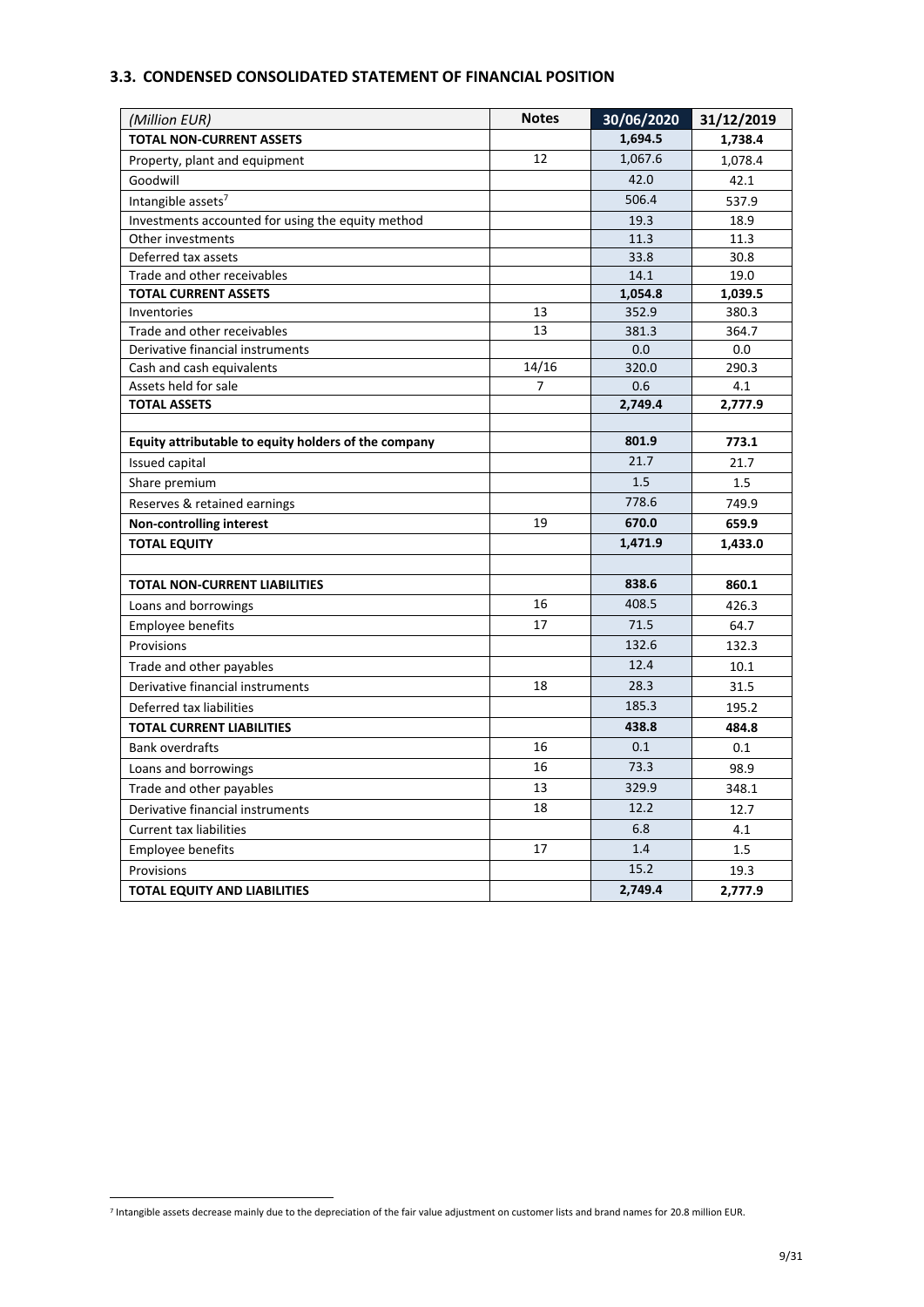### 3.3. CONDENSED CONSOLIDATED STATEMENT OF FINANCIAL POSITION

| *(Million EUR)* | Notes | 30/06/2020 | 31/12/2019 |
|---|---|---|---|
| **TOTAL NON-CURRENT ASSETS** | | **1,694.5** | **1,738.4** |
| Property, plant and equipment | 12 | 1,067.6 | 1,078.4 |
| Goodwill | | 42.0 | 42.1 |
| Intangible assets[7] | | 506.4 | 537.9 |
| Investments accounted for using the equity method | | 19.3 | 18.9 |
| Other investments | | 11.3 | 11.3 |
| Deferred tax assets | | 33.8 | 30.8 |
| Trade and other receivables | | 14.1 | 19.0 |
| **TOTAL CURRENT ASSETS** | | **1,054.8** | **1,039.5** |
| Inventories | 13 | 352.9 | 380.3 |
| Trade and other receivables | 13 | 381.3 | 364.7 |
| Derivative financial instruments | | 0.0 | 0.0 |
| Cash and cash equivalents | 14/16 | 320.0 | 290.3 |
| Assets held for sale | 7 | 0.6 | 4.1 |
| **TOTAL ASSETS** | | **2,749.4** | **2,777.9** |
| | | | |
| **Equity attributable to equity holders of the company** | | **801.9** | **773.1** |
| Issued capital | | 21.7 | 21.7 |
| Share premium | | 1.5 | 1.5 |
| Reserves & retained earnings | | 778.6 | 749.9 |
| **Non-controlling interest** | 19 | **670.0** | **659.9** |
| **TOTAL EQUITY** | | **1,471.9** | **1,433.0** |
| | | | |
| **TOTAL NON-CURRENT LIABILITIES** | | **838.6** | **860.1** |
| Loans and borrowings | 16 | 408.5 | 426.3 |
| Employee benefits | 17 | 71.5 | 64.7 |
| Provisions | | 132.6 | 132.3 |
| Trade and other payables | | 12.4 | 10.1 |
| Derivative financial instruments | 18 | 28.3 | 31.5 |
| Deferred tax liabilities | | 185.3 | 195.2 |
| **TOTAL CURRENT LIABILITIES** | | **438.8** | **484.8** |
| Bank overdrafts | 16 | 0.1 | 0.1 |
| Loans and borrowings | 16 | 73.3 | 98.9 |
| Trade and other payables | 13 | 329.9 | 348.1 |
| Derivative financial instruments | 18 | 12.2 | 12.7 |
| Current tax liabilities | | 6.8 | 4.1 |
| Employee benefits | 17 | 1.4 | 1.5 |
| Provisions | | 15.2 | 19.3 |
| **TOTAL EQUITY AND LIABILITIES** | | **2,749.4** | **2,777.9** |

[7] Intangible assets decrease mainly due to the depreciation of the fair value adjustment on customer lists and brand names for 20.8 million EUR.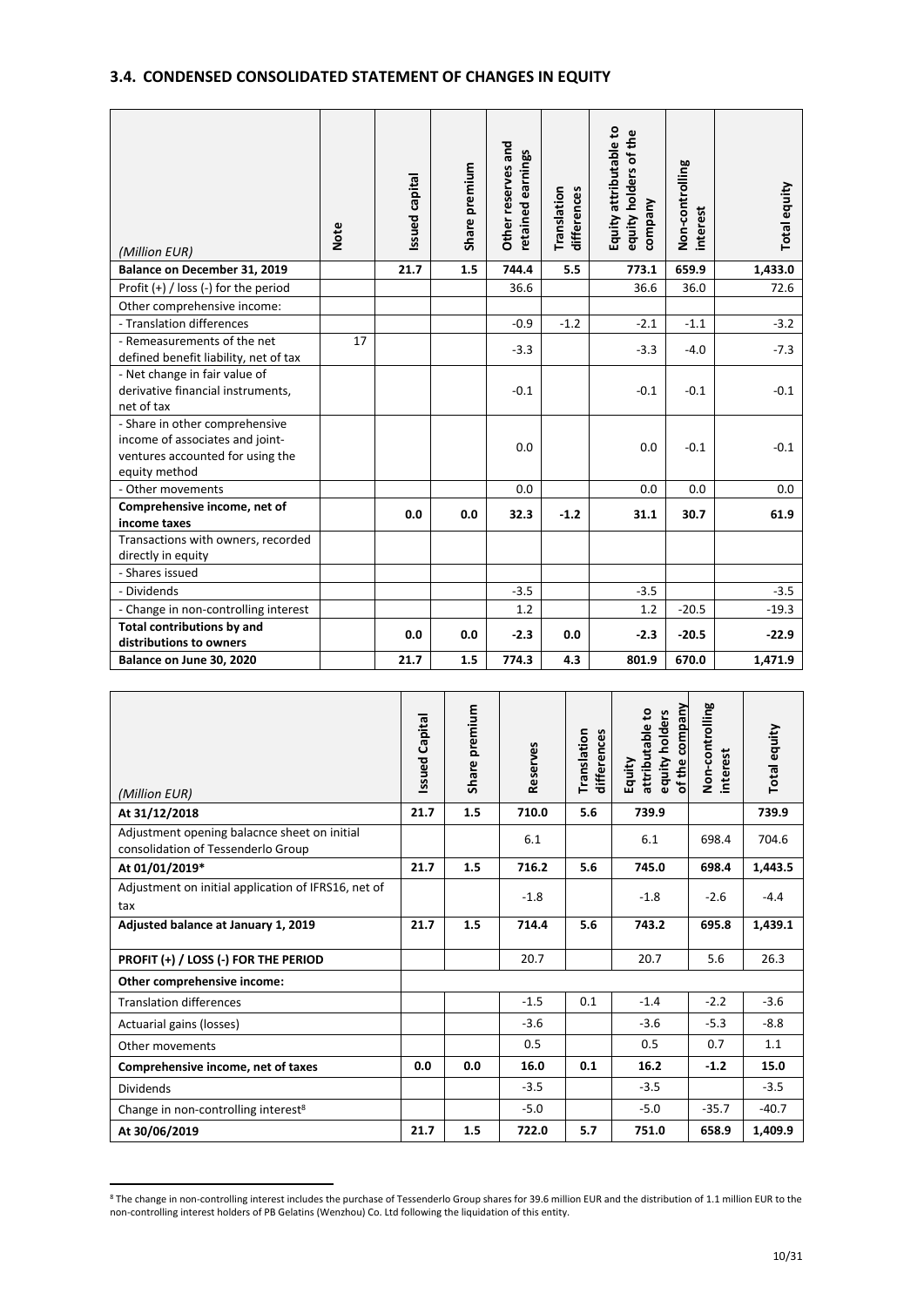## 3.4. CONDENSED CONSOLIDATED STATEMENT OF CHANGES IN EQUITY

| *(Million EUR)* | Note | Issued capital | Share premium | Other reserves and retained earnings | Translation differences | Equity attributable to equity holders of the company | Non-controlling interest | Total equity |
|---|---|---|---|---|---|---|---|---|
| **Balance on December 31, 2019** | | **21.7** | **1.5** | **744.4** | **5.5** | **773.1** | **659.9** | **1,433.0** |
| Profit (+) / loss (-) for the period | | | | 36.6 | | 36.6 | 36.0 | 72.6 |
| Other comprehensive income: | | | | | | | | |
| - Translation differences | | | | -0.9 | -1.2 | -2.1 | -1.1 | -3.2 |
| - Remeasurements of the net defined benefit liability, net of tax | 17 | | | -3.3 | | -3.3 | -4.0 | -7.3 |
| - Net change in fair value of derivative financial instruments, net of tax | | | | -0.1 | | -0.1 | -0.1 | -0.1 |
| - Share in other comprehensive income of associates and joint-ventures accounted for using the equity method | | | | 0.0 | | 0.0 | -0.1 | -0.1 |
| - Other movements | | | | 0.0 | | 0.0 | 0.0 | 0.0 |
| **Comprehensive income, net of income taxes** | | **0.0** | **0.0** | **32.3** | **-1.2** | **31.1** | **30.7** | **61.9** |
| Transactions with owners, recorded directly in equity | | | | | | | | |
| - Shares issued | | | | | | | | |
| - Dividends | | | | -3.5 | | -3.5 | | -3.5 |
| - Change in non-controlling interest | | | | 1.2 | | 1.2 | -20.5 | -19.3 |
| **Total contributions by and distributions to owners** | | **0.0** | **0.0** | **-2.3** | **0.0** | **-2.3** | **-20.5** | **-22.9** |
| **Balance on June 30, 2020** | | **21.7** | **1.5** | **774.3** | **4.3** | **801.9** | **670.0** | **1,471.9** |

| *(Million EUR)* | Issued Capital | Share premium | Reserves | Translation differences | Equity attributable to equity holders of the company | Non-controlling interest | Total equity |
|---|---|---|---|---|---|---|---|
| **At 31/12/2018** | **21.7** | **1.5** | **710.0** | **5.6** | **739.9** | | **739.9** |
| Adjustment opening balacnce sheet on initial consolidation of Tessenderlo Group | | | 6.1 | | 6.1 | 698.4 | 704.6 |
| **At 01/01/2019*** | **21.7** | **1.5** | **716.2** | **5.6** | **745.0** | **698.4** | **1,443.5** |
| Adjustment on initial application of IFRS16, net of tax | | | -1.8 | | -1.8 | -2.6 | -4.4 |
| **Adjusted balance at January 1, 2019** | **21.7** | **1.5** | **714.4** | **5.6** | **743.2** | **695.8** | **1,439.1** |
| **PROFIT (+) / LOSS (-) FOR THE PERIOD** | | | 20.7 | | 20.7 | 5.6 | 26.3 |
| **Other comprehensive income:** | | | | | | | |
| Translation differences | | | -1.5 | 0.1 | -1.4 | -2.2 | -3.6 |
| Actuarial gains (losses) | | | -3.6 | | -3.6 | -5.3 | -8.8 |
| Other movements | | | 0.5 | | 0.5 | 0.7 | 1.1 |
| **Comprehensive income, net of taxes** | **0.0** | **0.0** | **16.0** | **0.1** | **16.2** | **-1.2** | **15.0** |
| Dividends | | | -3.5 | | -3.5 | | -3.5 |
| Change in non-controlling interest[8] | | | -5.0 | | -5.0 | -35.7 | -40.7 |
| **At 30/06/2019** | **21.7** | **1.5** | **722.0** | **5.7** | **751.0** | **658.9** | **1,409.9** |

[8] The change in non-controlling interest includes the purchase of Tessenderlo Group shares for 39.6 million EUR and the distribution of 1.1 million EUR to the non-controlling interest holders of PB Gelatins (Wenzhou) Co. Ltd following the liquidation of this entity.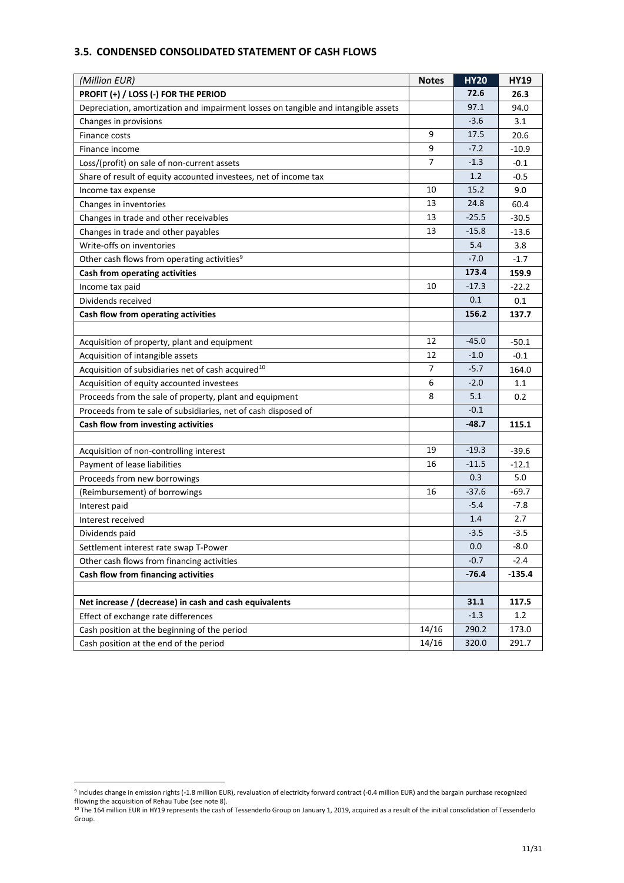### 3.5. CONDENSED CONSOLIDATED STATEMENT OF CASH FLOWS

| *(Million EUR)* | Notes | HY20 | HY19 |
|---|---|---|---|
| **PROFIT (+) / LOSS (-) FOR THE PERIOD** | | **72.6** | **26.3** |
| Depreciation, amortization and impairment losses on tangible and intangible assets | | 97.1 | 94.0 |
| Changes in provisions | | -3.6 | 3.1 |
| Finance costs | 9 | 17.5 | 20.6 |
| Finance income | 9 | -7.2 | -10.9 |
| Loss/(profit) on sale of non-current assets | 7 | -1.3 | -0.1 |
| Share of result of equity accounted investees, net of income tax | | 1.2 | -0.5 |
| Income tax expense | 10 | 15.2 | 9.0 |
| Changes in inventories | 13 | 24.8 | 60.4 |
| Changes in trade and other receivables | 13 | -25.5 | -30.5 |
| Changes in trade and other payables | 13 | -15.8 | -13.6 |
| Write-offs on inventories | | 5.4 | 3.8 |
| Other cash flows from operating activities[9] | | -7.0 | -1.7 |
| **Cash from operating activities** | | **173.4** | **159.9** |
| Income tax paid | 10 | -17.3 | -22.2 |
| Dividends received | | 0.1 | 0.1 |
| **Cash flow from operating activities** | | **156.2** | **137.7** |
| | | | |
| Acquisition of property, plant and equipment | 12 | -45.0 | -50.1 |
| Acquisition of intangible assets | 12 | -1.0 | -0.1 |
| Acquisition of subsidiaries net of cash acquired[10] | 7 | -5.7 | 164.0 |
| Acquisition of equity accounted investees | 6 | -2.0 | 1.1 |
| Proceeds from the sale of property, plant and equipment | 8 | 5.1 | 0.2 |
| Proceeds from te sale of subsidiaries, net of cash disposed of | | -0.1 | |
| **Cash flow from investing activities** | | **-48.7** | **115.1** |
| | | | |
| Acquisition of non-controlling interest | 19 | -19.3 | -39.6 |
| Payment of lease liabilities | 16 | -11.5 | -12.1 |
| Proceeds from new borrowings | | 0.3 | 5.0 |
| (Reimbursement) of borrowings | 16 | -37.6 | -69.7 |
| Interest paid | | -5.4 | -7.8 |
| Interest received | | 1.4 | 2.7 |
| Dividends paid | | -3.5 | -3.5 |
| Settlement interest rate swap T-Power | | 0.0 | -8.0 |
| Other cash flows from financing activities | | -0.7 | -2.4 |
| **Cash flow from financing activities** | | **-76.4** | **-135.4** |
| | | | |
| **Net increase / (decrease) in cash and cash equivalents** | | **31.1** | **117.5** |
| Effect of exchange rate differences | | -1.3 | 1.2 |
| Cash position at the beginning of the period | 14/16 | 290.2 | 173.0 |
| Cash position at the end of the period | 14/16 | 320.0 | 291.7 |

---

[9] Includes change in emission rights (-1.8 million EUR), revaluation of electricity forward contract (-0.4 million EUR) and the bargain purchase recognized fllowing the acquisition of Rehau Tube (see note 8).

[10] The 164 million EUR in HY19 represents the cash of Tessenderlo Group on January 1, 2019, acquired as a result of the initial consolidation of Tessenderlo Group.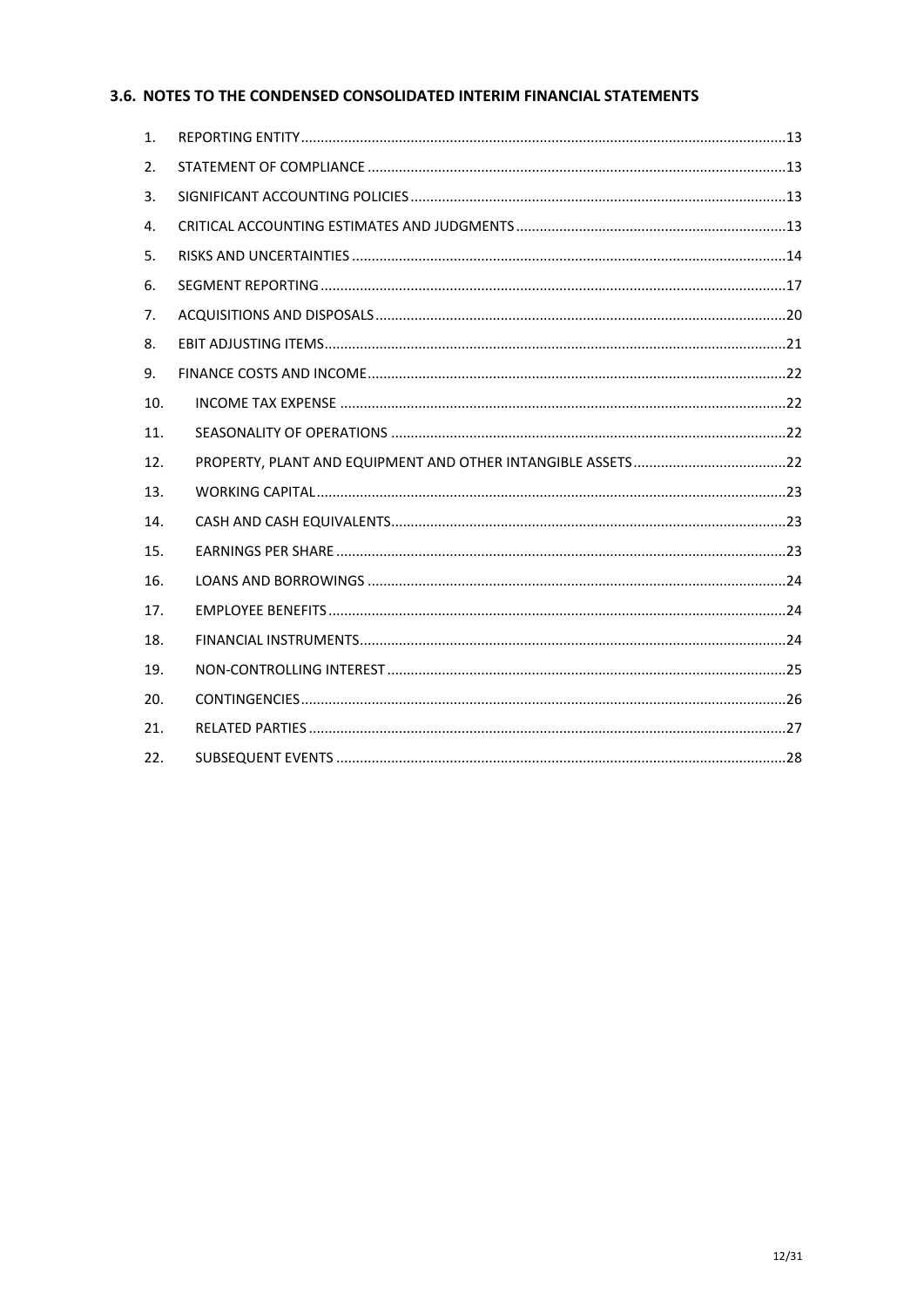## 3.6. NOTES TO THE CONDENSED CONSOLIDATED INTERIM FINANCIAL STATEMENTS

1. REPORTING ENTITY ... 13
2. STATEMENT OF COMPLIANCE ... 13
3. SIGNIFICANT ACCOUNTING POLICIES ... 13
4. CRITICAL ACCOUNTING ESTIMATES AND JUDGMENTS ... 13
5. RISKS AND UNCERTAINTIES ... 14
6. SEGMENT REPORTING ... 17
7. ACQUISITIONS AND DISPOSALS ... 20
8. EBIT ADJUSTING ITEMS ... 21
9. FINANCE COSTS AND INCOME ... 22
10. INCOME TAX EXPENSE ... 22
11. SEASONALITY OF OPERATIONS ... 22
12. PROPERTY, PLANT AND EQUIPMENT AND OTHER INTANGIBLE ASSETS ... 22
13. WORKING CAPITAL ... 23
14. CASH AND CASH EQUIVALENTS ... 23
15. EARNINGS PER SHARE ... 23
16. LOANS AND BORROWINGS ... 24
17. EMPLOYEE BENEFITS ... 24
18. FINANCIAL INSTRUMENTS ... 24
19. NON-CONTROLLING INTEREST ... 25
20. CONTINGENCIES ... 26
21. RELATED PARTIES ... 27
22. SUBSEQUENT EVENTS ... 28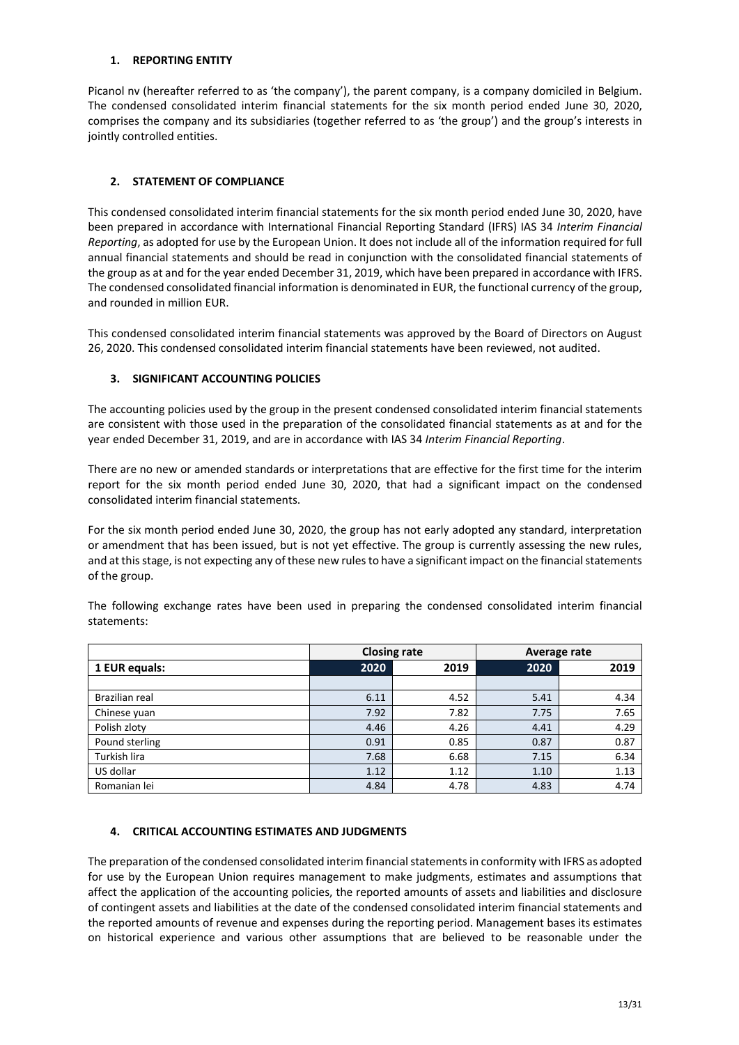## 1. REPORTING ENTITY

Picanol nv (hereafter referred to as 'the company'), the parent company, is a company domiciled in Belgium. The condensed consolidated interim financial statements for the six month period ended June 30, 2020, comprises the company and its subsidiaries (together referred to as 'the group') and the group's interests in jointly controlled entities.

## 2. STATEMENT OF COMPLIANCE

This condensed consolidated interim financial statements for the six month period ended June 30, 2020, have been prepared in accordance with International Financial Reporting Standard (IFRS) IAS 34 *Interim Financial Reporting*, as adopted for use by the European Union. It does not include all of the information required for full annual financial statements and should be read in conjunction with the consolidated financial statements of the group as at and for the year ended December 31, 2019, which have been prepared in accordance with IFRS. The condensed consolidated financial information is denominated in EUR, the functional currency of the group, and rounded in million EUR.

This condensed consolidated interim financial statements was approved by the Board of Directors on August 26, 2020. This condensed consolidated interim financial statements have been reviewed, not audited.

## 3. SIGNIFICANT ACCOUNTING POLICIES

The accounting policies used by the group in the present condensed consolidated interim financial statements are consistent with those used in the preparation of the consolidated financial statements as at and for the year ended December 31, 2019, and are in accordance with IAS 34 *Interim Financial Reporting*.

There are no new or amended standards or interpretations that are effective for the first time for the interim report for the six month period ended June 30, 2020, that had a significant impact on the condensed consolidated interim financial statements.

For the six month period ended June 30, 2020, the group has not early adopted any standard, interpretation or amendment that has been issued, but is not yet effective. The group is currently assessing the new rules, and at this stage, is not expecting any of these new rules to have a significant impact on the financial statements of the group.

The following exchange rates have been used in preparing the condensed consolidated interim financial statements:

| | Closing rate | | Average rate | |
|---|---|---|---|---|
| **1 EUR equals:** | **2020** | **2019** | **2020** | **2019** |
| | | | | |
| Brazilian real | 6.11 | 4.52 | 5.41 | 4.34 |
| Chinese yuan | 7.92 | 7.82 | 7.75 | 7.65 |
| Polish zloty | 4.46 | 4.26 | 4.41 | 4.29 |
| Pound sterling | 0.91 | 0.85 | 0.87 | 0.87 |
| Turkish lira | 7.68 | 6.68 | 7.15 | 6.34 |
| US dollar | 1.12 | 1.12 | 1.10 | 1.13 |
| Romanian lei | 4.84 | 4.78 | 4.83 | 4.74 |

## 4. CRITICAL ACCOUNTING ESTIMATES AND JUDGMENTS

The preparation of the condensed consolidated interim financial statements in conformity with IFRS as adopted for use by the European Union requires management to make judgments, estimates and assumptions that affect the application of the accounting policies, the reported amounts of assets and liabilities and disclosure of contingent assets and liabilities at the date of the condensed consolidated interim financial statements and the reported amounts of revenue and expenses during the reporting period. Management bases its estimates on historical experience and various other assumptions that are believed to be reasonable under the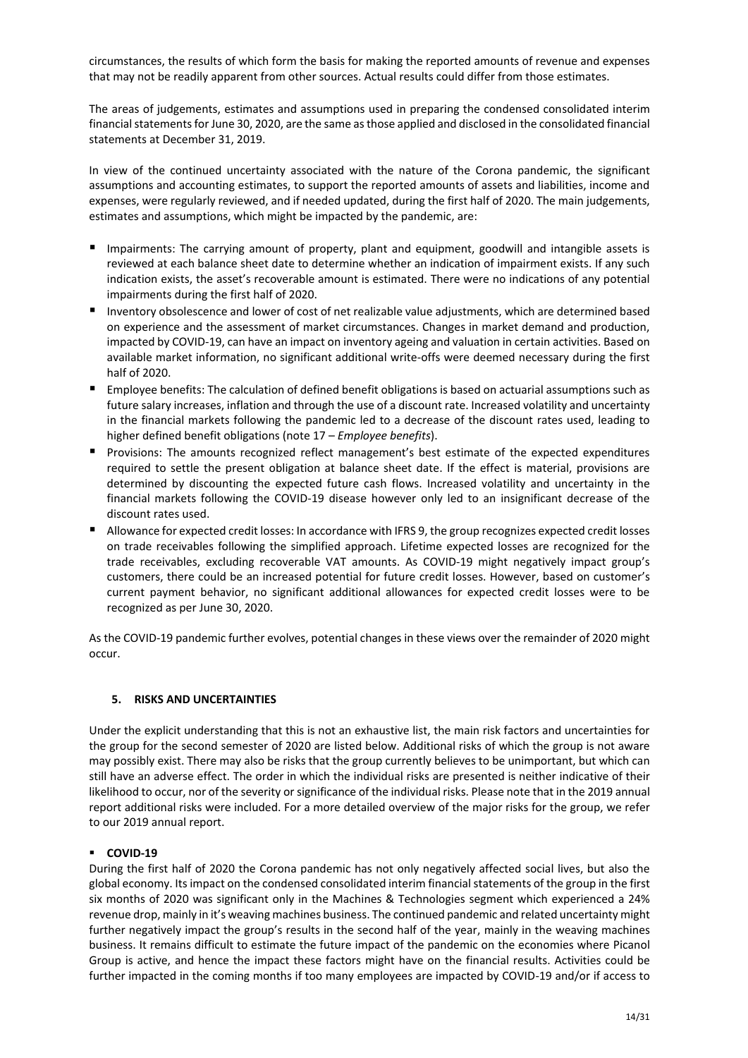circumstances, the results of which form the basis for making the reported amounts of revenue and expenses that may not be readily apparent from other sources. Actual results could differ from those estimates.

The areas of judgements, estimates and assumptions used in preparing the condensed consolidated interim financial statements for June 30, 2020, are the same as those applied and disclosed in the consolidated financial statements at December 31, 2019.

In view of the continued uncertainty associated with the nature of the Corona pandemic, the significant assumptions and accounting estimates, to support the reported amounts of assets and liabilities, income and expenses, were regularly reviewed, and if needed updated, during the first half of 2020. The main judgements, estimates and assumptions, which might be impacted by the pandemic, are:

- Impairments: The carrying amount of property, plant and equipment, goodwill and intangible assets is reviewed at each balance sheet date to determine whether an indication of impairment exists. If any such indication exists, the asset's recoverable amount is estimated. There were no indications of any potential impairments during the first half of 2020.
- Inventory obsolescence and lower of cost of net realizable value adjustments, which are determined based on experience and the assessment of market circumstances. Changes in market demand and production, impacted by COVID-19, can have an impact on inventory ageing and valuation in certain activities. Based on available market information, no significant additional write-offs were deemed necessary during the first half of 2020.
- Employee benefits: The calculation of defined benefit obligations is based on actuarial assumptions such as future salary increases, inflation and through the use of a discount rate. Increased volatility and uncertainty in the financial markets following the pandemic led to a decrease of the discount rates used, leading to higher defined benefit obligations (note 17 – *Employee benefits*).
- Provisions: The amounts recognized reflect management's best estimate of the expected expenditures required to settle the present obligation at balance sheet date. If the effect is material, provisions are determined by discounting the expected future cash flows. Increased volatility and uncertainty in the financial markets following the COVID-19 disease however only led to an insignificant decrease of the discount rates used.
- Allowance for expected credit losses: In accordance with IFRS 9, the group recognizes expected credit losses on trade receivables following the simplified approach. Lifetime expected losses are recognized for the trade receivables, excluding recoverable VAT amounts. As COVID-19 might negatively impact group's customers, there could be an increased potential for future credit losses. However, based on customer's current payment behavior, no significant additional allowances for expected credit losses were to be recognized as per June 30, 2020.

As the COVID-19 pandemic further evolves, potential changes in these views over the remainder of 2020 might occur.

## 5. RISKS AND UNCERTAINTIES

Under the explicit understanding that this is not an exhaustive list, the main risk factors and uncertainties for the group for the second semester of 2020 are listed below. Additional risks of which the group is not aware may possibly exist. There may also be risks that the group currently believes to be unimportant, but which can still have an adverse effect. The order in which the individual risks are presented is neither indicative of their likelihood to occur, nor of the severity or significance of the individual risks. Please note that in the 2019 annual report additional risks were included. For a more detailed overview of the major risks for the group, we refer to our 2019 annual report.

- **COVID-19**

During the first half of 2020 the Corona pandemic has not only negatively affected social lives, but also the global economy. Its impact on the condensed consolidated interim financial statements of the group in the first six months of 2020 was significant only in the Machines & Technologies segment which experienced a 24% revenue drop, mainly in it's weaving machines business. The continued pandemic and related uncertainty might further negatively impact the group's results in the second half of the year, mainly in the weaving machines business. It remains difficult to estimate the future impact of the pandemic on the economies where Picanol Group is active, and hence the impact these factors might have on the financial results. Activities could be further impacted in the coming months if too many employees are impacted by COVID-19 and/or if access to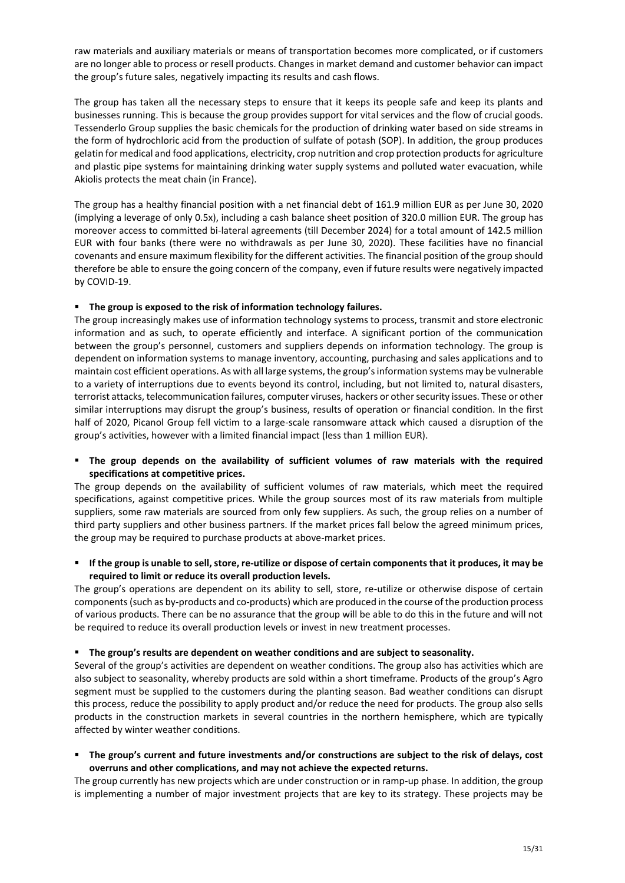raw materials and auxiliary materials or means of transportation becomes more complicated, or if customers are no longer able to process or resell products. Changes in market demand and customer behavior can impact the group's future sales, negatively impacting its results and cash flows.

The group has taken all the necessary steps to ensure that it keeps its people safe and keep its plants and businesses running. This is because the group provides support for vital services and the flow of crucial goods. Tessenderlo Group supplies the basic chemicals for the production of drinking water based on side streams in the form of hydrochloric acid from the production of sulfate of potash (SOP). In addition, the group produces gelatin for medical and food applications, electricity, crop nutrition and crop protection products for agriculture and plastic pipe systems for maintaining drinking water supply systems and polluted water evacuation, while Akiolis protects the meat chain (in France).

The group has a healthy financial position with a net financial debt of 161.9 million EUR as per June 30, 2020 (implying a leverage of only 0.5x), including a cash balance sheet position of 320.0 million EUR. The group has moreover access to committed bi-lateral agreements (till December 2024) for a total amount of 142.5 million EUR with four banks (there were no withdrawals as per June 30, 2020). These facilities have no financial covenants and ensure maximum flexibility for the different activities. The financial position of the group should therefore be able to ensure the going concern of the company, even if future results were negatively impacted by COVID-19.

- **The group is exposed to the risk of information technology failures.**

The group increasingly makes use of information technology systems to process, transmit and store electronic information and as such, to operate efficiently and interface. A significant portion of the communication between the group's personnel, customers and suppliers depends on information technology. The group is dependent on information systems to manage inventory, accounting, purchasing and sales applications and to maintain cost efficient operations. As with all large systems, the group's information systems may be vulnerable to a variety of interruptions due to events beyond its control, including, but not limited to, natural disasters, terrorist attacks, telecommunication failures, computer viruses, hackers or other security issues. These or other similar interruptions may disrupt the group's business, results of operation or financial condition. In the first half of 2020, Picanol Group fell victim to a large-scale ransomware attack which caused a disruption of the group's activities, however with a limited financial impact (less than 1 million EUR).

- **The group depends on the availability of sufficient volumes of raw materials with the required specifications at competitive prices.**

The group depends on the availability of sufficient volumes of raw materials, which meet the required specifications, against competitive prices. While the group sources most of its raw materials from multiple suppliers, some raw materials are sourced from only few suppliers. As such, the group relies on a number of third party suppliers and other business partners. If the market prices fall below the agreed minimum prices, the group may be required to purchase products at above-market prices.

- **If the group is unable to sell, store, re-utilize or dispose of certain components that it produces, it may be required to limit or reduce its overall production levels.**

The group's operations are dependent on its ability to sell, store, re-utilize or otherwise dispose of certain components (such as by-products and co-products) which are produced in the course of the production process of various products. There can be no assurance that the group will be able to do this in the future and will not be required to reduce its overall production levels or invest in new treatment processes.

- **The group's results are dependent on weather conditions and are subject to seasonality.**

Several of the group's activities are dependent on weather conditions. The group also has activities which are also subject to seasonality, whereby products are sold within a short timeframe. Products of the group's Agro segment must be supplied to the customers during the planting season. Bad weather conditions can disrupt this process, reduce the possibility to apply product and/or reduce the need for products. The group also sells products in the construction markets in several countries in the northern hemisphere, which are typically affected by winter weather conditions.

- **The group's current and future investments and/or constructions are subject to the risk of delays, cost overruns and other complications, and may not achieve the expected returns.**

The group currently has new projects which are under construction or in ramp-up phase. In addition, the group is implementing a number of major investment projects that are key to its strategy. These projects may be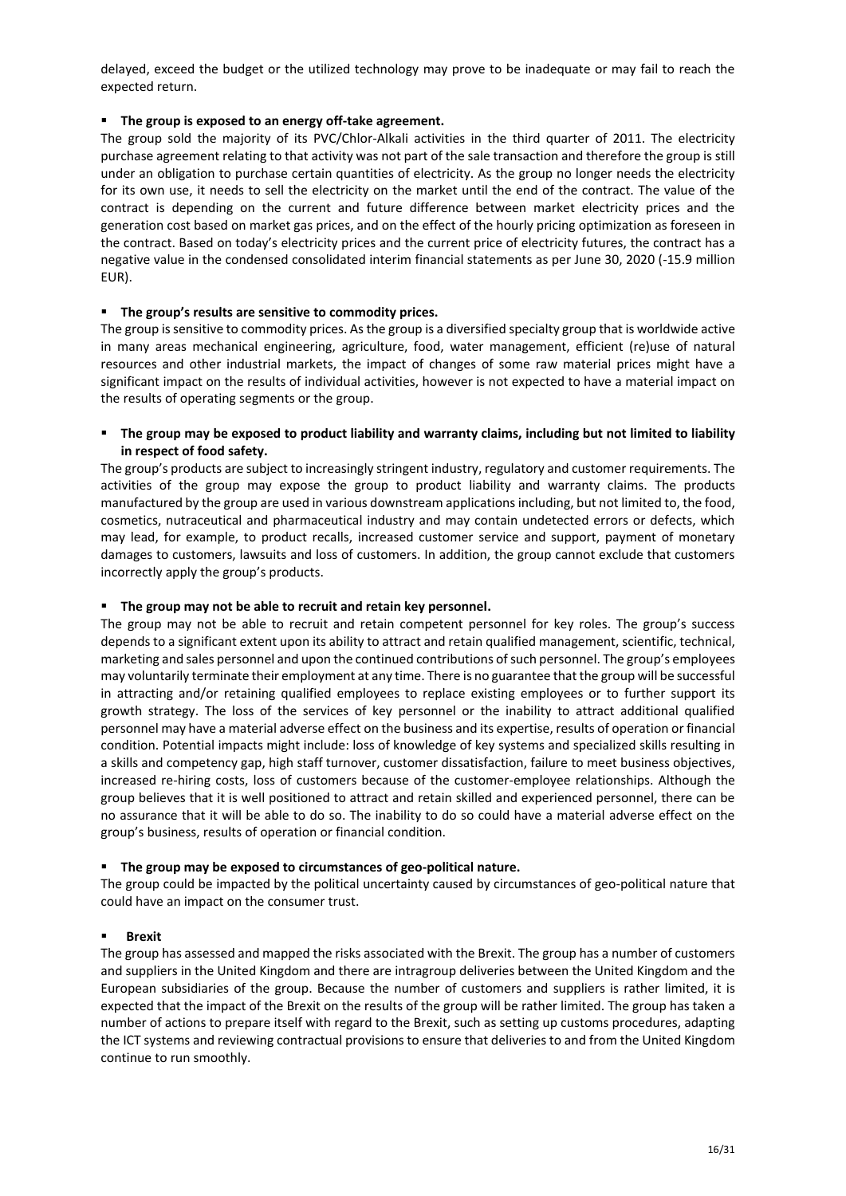delayed, exceed the budget or the utilized technology may prove to be inadequate or may fail to reach the expected return.

- **The group is exposed to an energy off-take agreement.**

The group sold the majority of its PVC/Chlor-Alkali activities in the third quarter of 2011. The electricity purchase agreement relating to that activity was not part of the sale transaction and therefore the group is still under an obligation to purchase certain quantities of electricity. As the group no longer needs the electricity for its own use, it needs to sell the electricity on the market until the end of the contract. The value of the contract is depending on the current and future difference between market electricity prices and the generation cost based on market gas prices, and on the effect of the hourly pricing optimization as foreseen in the contract. Based on today's electricity prices and the current price of electricity futures, the contract has a negative value in the condensed consolidated interim financial statements as per June 30, 2020 (-15.9 million EUR).

- **The group's results are sensitive to commodity prices.**

The group is sensitive to commodity prices. As the group is a diversified specialty group that is worldwide active in many areas mechanical engineering, agriculture, food, water management, efficient (re)use of natural resources and other industrial markets, the impact of changes of some raw material prices might have a significant impact on the results of individual activities, however is not expected to have a material impact on the results of operating segments or the group.

- **The group may be exposed to product liability and warranty claims, including but not limited to liability in respect of food safety.**

The group's products are subject to increasingly stringent industry, regulatory and customer requirements. The activities of the group may expose the group to product liability and warranty claims. The products manufactured by the group are used in various downstream applications including, but not limited to, the food, cosmetics, nutraceutical and pharmaceutical industry and may contain undetected errors or defects, which may lead, for example, to product recalls, increased customer service and support, payment of monetary damages to customers, lawsuits and loss of customers. In addition, the group cannot exclude that customers incorrectly apply the group's products.

- **The group may not be able to recruit and retain key personnel.**

The group may not be able to recruit and retain competent personnel for key roles. The group's success depends to a significant extent upon its ability to attract and retain qualified management, scientific, technical, marketing and sales personnel and upon the continued contributions of such personnel. The group's employees may voluntarily terminate their employment at any time. There is no guarantee that the group will be successful in attracting and/or retaining qualified employees to replace existing employees or to further support its growth strategy. The loss of the services of key personnel or the inability to attract additional qualified personnel may have a material adverse effect on the business and its expertise, results of operation or financial condition. Potential impacts might include: loss of knowledge of key systems and specialized skills resulting in a skills and competency gap, high staff turnover, customer dissatisfaction, failure to meet business objectives, increased re-hiring costs, loss of customers because of the customer-employee relationships. Although the group believes that it is well positioned to attract and retain skilled and experienced personnel, there can be no assurance that it will be able to do so. The inability to do so could have a material adverse effect on the group's business, results of operation or financial condition.

- **The group may be exposed to circumstances of geo-political nature.**

The group could be impacted by the political uncertainty caused by circumstances of geo-political nature that could have an impact on the consumer trust.

- **Brexit**

The group has assessed and mapped the risks associated with the Brexit. The group has a number of customers and suppliers in the United Kingdom and there are intragroup deliveries between the United Kingdom and the European subsidiaries of the group. Because the number of customers and suppliers is rather limited, it is expected that the impact of the Brexit on the results of the group will be rather limited. The group has taken a number of actions to prepare itself with regard to the Brexit, such as setting up customs procedures, adapting the ICT systems and reviewing contractual provisions to ensure that deliveries to and from the United Kingdom continue to run smoothly.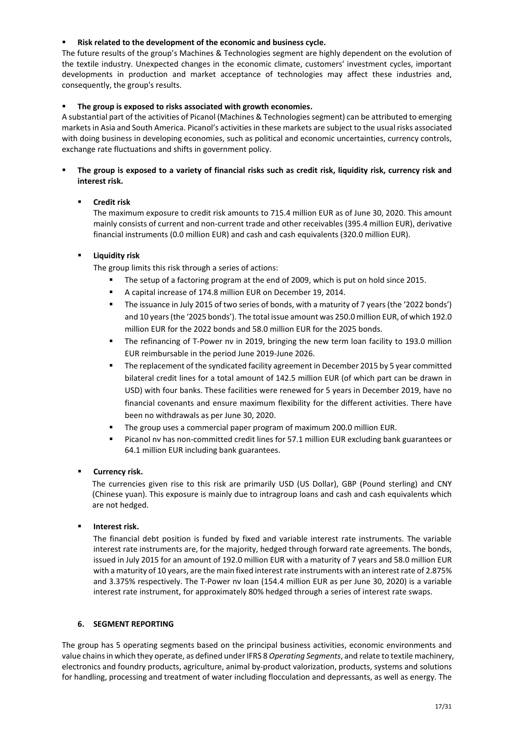- **Risk related to the development of the economic and business cycle.**

The future results of the group's Machines & Technologies segment are highly dependent on the evolution of the textile industry. Unexpected changes in the economic climate, customers' investment cycles, important developments in production and market acceptance of technologies may affect these industries and, consequently, the group's results.

- **The group is exposed to risks associated with growth economies.**

A substantial part of the activities of Picanol (Machines & Technologies segment) can be attributed to emerging markets in Asia and South America. Picanol's activities in these markets are subject to the usual risks associated with doing business in developing economies, such as political and economic uncertainties, currency controls, exchange rate fluctuations and shifts in government policy.

- **The group is exposed to a variety of financial risks such as credit risk, liquidity risk, currency risk and interest risk.**

  - **Credit risk**

    The maximum exposure to credit risk amounts to 715.4 million EUR as of June 30, 2020. This amount mainly consists of current and non-current trade and other receivables (395.4 million EUR), derivative financial instruments (0.0 million EUR) and cash and cash equivalents (320.0 million EUR).

  - **Liquidity risk**

    The group limits this risk through a series of actions:

    - The setup of a factoring program at the end of 2009, which is put on hold since 2015.
    - A capital increase of 174.8 million EUR on December 19, 2014.
    - The issuance in July 2015 of two series of bonds, with a maturity of 7 years (the '2022 bonds') and 10 years (the '2025 bonds'). The total issue amount was 250.0 million EUR, of which 192.0 million EUR for the 2022 bonds and 58.0 million EUR for the 2025 bonds.
    - The refinancing of T-Power nv in 2019, bringing the new term loan facility to 193.0 million EUR reimbursable in the period June 2019-June 2026.
    - The replacement of the syndicated facility agreement in December 2015 by 5 year committed bilateral credit lines for a total amount of 142.5 million EUR (of which part can be drawn in USD) with four banks. These facilities were renewed for 5 years in December 2019, have no financial covenants and ensure maximum flexibility for the different activities. There have been no withdrawals as per June 30, 2020.
    - The group uses a commercial paper program of maximum 200.0 million EUR.
    - Picanol nv has non-committed credit lines for 57.1 million EUR excluding bank guarantees or 64.1 million EUR including bank guarantees.

  - **Currency risk.**

    The currencies given rise to this risk are primarily USD (US Dollar), GBP (Pound sterling) and CNY (Chinese yuan). This exposure is mainly due to intragroup loans and cash and cash equivalents which are not hedged.

  - **Interest risk.**

    The financial debt position is funded by fixed and variable interest rate instruments. The variable interest rate instruments are, for the majority, hedged through forward rate agreements. The bonds, issued in July 2015 for an amount of 192.0 million EUR with a maturity of 7 years and 58.0 million EUR with a maturity of 10 years, are the main fixed interest rate instruments with an interest rate of 2.875% and 3.375% respectively. The T-Power nv loan (154.4 million EUR as per June 30, 2020) is a variable interest rate instrument, for approximately 80% hedged through a series of interest rate swaps.

## 6. SEGMENT REPORTING

The group has 5 operating segments based on the principal business activities, economic environments and value chains in which they operate, as defined under IFRS 8 *Operating Segments*, and relate to textile machinery, electronics and foundry products, agriculture, animal by-product valorization, products, systems and solutions for handling, processing and treatment of water including flocculation and depressants, as well as energy. The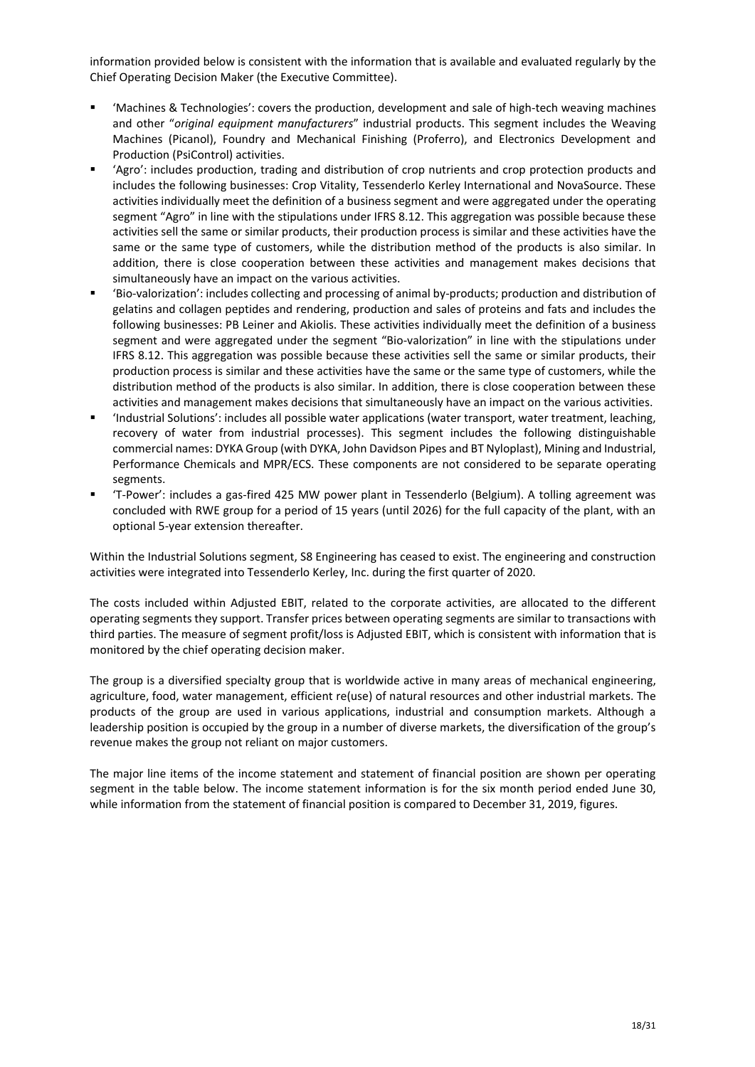information provided below is consistent with the information that is available and evaluated regularly by the Chief Operating Decision Maker (the Executive Committee).

- 'Machines & Technologies': covers the production, development and sale of high-tech weaving machines and other "*original equipment manufacturers*" industrial products. This segment includes the Weaving Machines (Picanol), Foundry and Mechanical Finishing (Proferro), and Electronics Development and Production (PsiControl) activities.
- 'Agro': includes production, trading and distribution of crop nutrients and crop protection products and includes the following businesses: Crop Vitality, Tessenderlo Kerley International and NovaSource. These activities individually meet the definition of a business segment and were aggregated under the operating segment "Agro" in line with the stipulations under IFRS 8.12. This aggregation was possible because these activities sell the same or similar products, their production process is similar and these activities have the same or the same type of customers, while the distribution method of the products is also similar. In addition, there is close cooperation between these activities and management makes decisions that simultaneously have an impact on the various activities.
- 'Bio-valorization': includes collecting and processing of animal by-products; production and distribution of gelatins and collagen peptides and rendering, production and sales of proteins and fats and includes the following businesses: PB Leiner and Akiolis. These activities individually meet the definition of a business segment and were aggregated under the segment "Bio-valorization" in line with the stipulations under IFRS 8.12. This aggregation was possible because these activities sell the same or similar products, their production process is similar and these activities have the same or the same type of customers, while the distribution method of the products is also similar. In addition, there is close cooperation between these activities and management makes decisions that simultaneously have an impact on the various activities.
- 'Industrial Solutions': includes all possible water applications (water transport, water treatment, leaching, recovery of water from industrial processes). This segment includes the following distinguishable commercial names: DYKA Group (with DYKA, John Davidson Pipes and BT Nyloplast), Mining and Industrial, Performance Chemicals and MPR/ECS. These components are not considered to be separate operating segments.
- 'T-Power': includes a gas-fired 425 MW power plant in Tessenderlo (Belgium). A tolling agreement was concluded with RWE group for a period of 15 years (until 2026) for the full capacity of the plant, with an optional 5-year extension thereafter.

Within the Industrial Solutions segment, S8 Engineering has ceased to exist. The engineering and construction activities were integrated into Tessenderlo Kerley, Inc. during the first quarter of 2020.

The costs included within Adjusted EBIT, related to the corporate activities, are allocated to the different operating segments they support. Transfer prices between operating segments are similar to transactions with third parties. The measure of segment profit/loss is Adjusted EBIT, which is consistent with information that is monitored by the chief operating decision maker.

The group is a diversified specialty group that is worldwide active in many areas of mechanical engineering, agriculture, food, water management, efficient re(use) of natural resources and other industrial markets. The products of the group are used in various applications, industrial and consumption markets. Although a leadership position is occupied by the group in a number of diverse markets, the diversification of the group's revenue makes the group not reliant on major customers.

The major line items of the income statement and statement of financial position are shown per operating segment in the table below. The income statement information is for the six month period ended June 30, while information from the statement of financial position is compared to December 31, 2019, figures.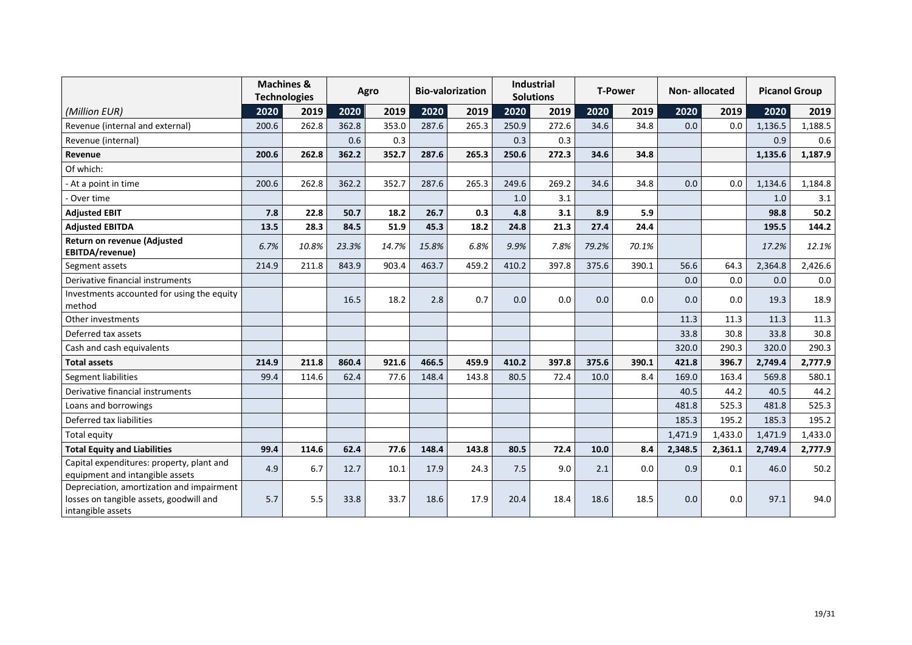| | Machines & Technologies | | Agro | | Bio-valorization | | Industrial Solutions | | T-Power | | Non- allocated | | Picanol Group | |
|---|---|---|---|---|---|---|---|---|---|---|---|---|---|---|
| *(Million EUR)* | **2020** | **2019** | **2020** | **2019** | **2020** | **2019** | **2020** | **2019** | **2020** | **2019** | **2020** | **2019** | **2020** | **2019** |
| Revenue (internal and external) | 200.6 | 262.8 | 362.8 | 353.0 | 287.6 | 265.3 | 250.9 | 272.6 | 34.6 | 34.8 | 0.0 | 0.0 | 1,136.5 | 1,188.5 |
| Revenue (internal) | | | 0.6 | 0.3 | | | 0.3 | 0.3 | | | | | 0.9 | 0.6 |
| **Revenue** | **200.6** | **262.8** | **362.2** | **352.7** | **287.6** | **265.3** | **250.6** | **272.3** | **34.6** | **34.8** | | | **1,135.6** | **1,187.9** |
| Of which: | | | | | | | | | | | | | | |
| - At a point in time | 200.6 | 262.8 | 362.2 | 352.7 | 287.6 | 265.3 | 249.6 | 269.2 | 34.6 | 34.8 | 0.0 | 0.0 | 1,134.6 | 1,184.8 |
| - Over time | | | | | | | 1.0 | 3.1 | | | | | 1.0 | 3.1 |
| **Adjusted EBIT** | **7.8** | **22.8** | **50.7** | **18.2** | **26.7** | **0.3** | **4.8** | **3.1** | **8.9** | **5.9** | | | **98.8** | **50.2** |
| **Adjusted EBITDA** | **13.5** | **28.3** | **84.5** | **51.9** | **45.3** | **18.2** | **24.8** | **21.3** | **27.4** | **24.4** | | | **195.5** | **144.2** |
| **Return on revenue (Adjusted EBITDA/revenue)** | *6.7%* | *10.8%* | *23.3%* | *14.7%* | *15.8%* | *6.8%* | *9.9%* | *7.8%* | *79.2%* | *70.1%* | | | *17.2%* | *12.1%* |
| Segment assets | 214.9 | 211.8 | 843.9 | 903.4 | 463.7 | 459.2 | 410.2 | 397.8 | 375.6 | 390.1 | 56.6 | 64.3 | 2,364.8 | 2,426.6 |
| Derivative financial instruments | | | | | | | | | | | 0.0 | 0.0 | 0.0 | 0.0 |
| Investments accounted for using the equity method | | | 16.5 | 18.2 | 2.8 | 0.7 | 0.0 | 0.0 | 0.0 | 0.0 | 0.0 | 0.0 | 19.3 | 18.9 |
| Other investments | | | | | | | | | | | 11.3 | 11.3 | 11.3 | 11.3 |
| Deferred tax assets | | | | | | | | | | | 33.8 | 30.8 | 33.8 | 30.8 |
| Cash and cash equivalents | | | | | | | | | | | 320.0 | 290.3 | 320.0 | 290.3 |
| **Total assets** | **214.9** | **211.8** | **860.4** | **921.6** | **466.5** | **459.9** | **410.2** | **397.8** | **375.6** | **390.1** | **421.8** | **396.7** | **2,749.4** | **2,777.9** |
| Segment liabilities | 99.4 | 114.6 | 62.4 | 77.6 | 148.4 | 143.8 | 80.5 | 72.4 | 10.0 | 8.4 | 169.0 | 163.4 | 569.8 | 580.1 |
| Derivative financial instruments | | | | | | | | | | | 40.5 | 44.2 | 40.5 | 44.2 |
| Loans and borrowings | | | | | | | | | | | 481.8 | 525.3 | 481.8 | 525.3 |
| Deferred tax liabilities | | | | | | | | | | | 185.3 | 195.2 | 185.3 | 195.2 |
| Total equity | | | | | | | | | | | 1,471.9 | 1,433.0 | 1,471.9 | 1,433.0 |
| **Total Equity and Liabilities** | **99.4** | **114.6** | **62.4** | **77.6** | **148.4** | **143.8** | **80.5** | **72.4** | **10.0** | **8.4** | **2,348.5** | **2,361.1** | **2,749.4** | **2,777.9** |
| Capital expenditures: property, plant and equipment and intangible assets | 4.9 | 6.7 | 12.7 | 10.1 | 17.9 | 24.3 | 7.5 | 9.0 | 2.1 | 0.0 | 0.9 | 0.1 | 46.0 | 50.2 |
| Depreciation, amortization and impairment losses on tangible assets, goodwill and intangible assets | 5.7 | 5.5 | 33.8 | 33.7 | 18.6 | 17.9 | 20.4 | 18.4 | 18.6 | 18.5 | 0.0 | 0.0 | 97.1 | 94.0 |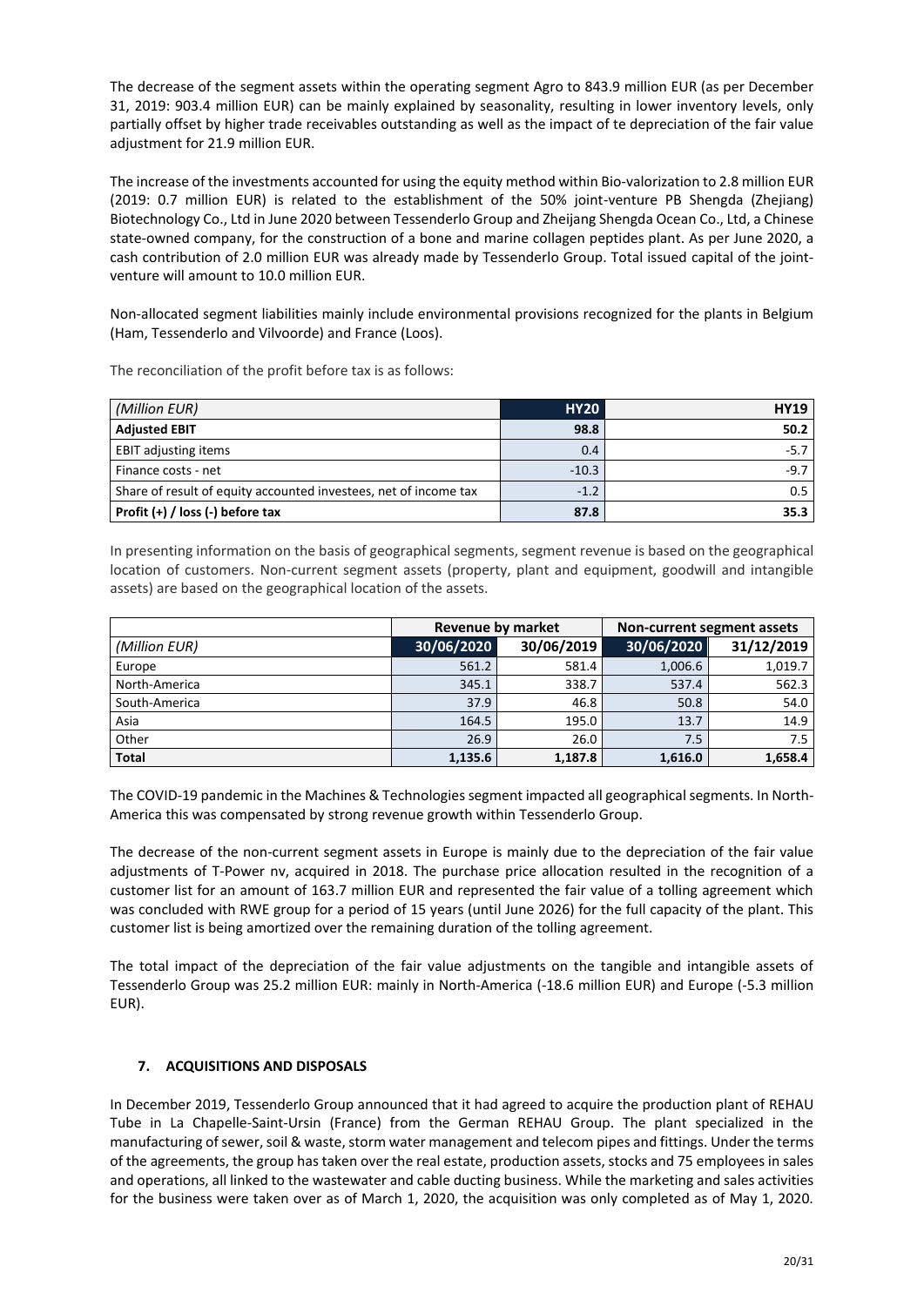The decrease of the segment assets within the operating segment Agro to 843.9 million EUR (as per December 31, 2019: 903.4 million EUR) can be mainly explained by seasonality, resulting in lower inventory levels, only partially offset by higher trade receivables outstanding as well as the impact of te depreciation of the fair value adjustment for 21.9 million EUR.

The increase of the investments accounted for using the equity method within Bio-valorization to 2.8 million EUR (2019: 0.7 million EUR) is related to the establishment of the 50% joint-venture PB Shengda (Zhejiang) Biotechnology Co., Ltd in June 2020 between Tessenderlo Group and Zheijang Shengda Ocean Co., Ltd, a Chinese state-owned company, for the construction of a bone and marine collagen peptides plant. As per June 2020, a cash contribution of 2.0 million EUR was already made by Tessenderlo Group. Total issued capital of the joint-venture will amount to 10.0 million EUR.

Non-allocated segment liabilities mainly include environmental provisions recognized for the plants in Belgium (Ham, Tessenderlo and Vilvoorde) and France (Loos).

The reconciliation of the profit before tax is as follows:

| *(Million EUR)* | **HY20** | **HY19** |
|---|---|---|
| **Adjusted EBIT** | **98.8** | **50.2** |
| EBIT adjusting items | 0.4 | -5.7 |
| Finance costs - net | -10.3 | -9.7 |
| Share of result of equity accounted investees, net of income tax | -1.2 | 0.5 |
| **Profit (+) / loss (-) before tax** | **87.8** | **35.3** |

In presenting information on the basis of geographical segments, segment revenue is based on the geographical location of customers. Non-current segment assets (property, plant and equipment, goodwill and intangible assets) are based on the geographical location of the assets.

| | **Revenue by market** | | **Non-current segment assets** | |
|---|---|---|---|---|
| *(Million EUR)* | **30/06/2020** | **30/06/2019** | **30/06/2020** | **31/12/2019** |
| Europe | 561.2 | 581.4 | 1,006.6 | 1,019.7 |
| North-America | 345.1 | 338.7 | 537.4 | 562.3 |
| South-America | 37.9 | 46.8 | 50.8 | 54.0 |
| Asia | 164.5 | 195.0 | 13.7 | 14.9 |
| Other | 26.9 | 26.0 | 7.5 | 7.5 |
| **Total** | **1,135.6** | **1,187.8** | **1,616.0** | **1,658.4** |

The COVID-19 pandemic in the Machines & Technologies segment impacted all geographical segments. In North-America this was compensated by strong revenue growth within Tessenderlo Group.

The decrease of the non-current segment assets in Europe is mainly due to the depreciation of the fair value adjustments of T-Power nv, acquired in 2018. The purchase price allocation resulted in the recognition of a customer list for an amount of 163.7 million EUR and represented the fair value of a tolling agreement which was concluded with RWE group for a period of 15 years (until June 2026) for the full capacity of the plant. This customer list is being amortized over the remaining duration of the tolling agreement.

The total impact of the depreciation of the fair value adjustments on the tangible and intangible assets of Tessenderlo Group was 25.2 million EUR: mainly in North-America (-18.6 million EUR) and Europe (-5.3 million EUR).

## 7. ACQUISITIONS AND DISPOSALS

In December 2019, Tessenderlo Group announced that it had agreed to acquire the production plant of REHAU Tube in La Chapelle-Saint-Ursin (France) from the German REHAU Group. The plant specialized in the manufacturing of sewer, soil & waste, storm water management and telecom pipes and fittings. Under the terms of the agreements, the group has taken over the real estate, production assets, stocks and 75 employees in sales and operations, all linked to the wastewater and cable ducting business. While the marketing and sales activities for the business were taken over as of March 1, 2020, the acquisition was only completed as of May 1, 2020.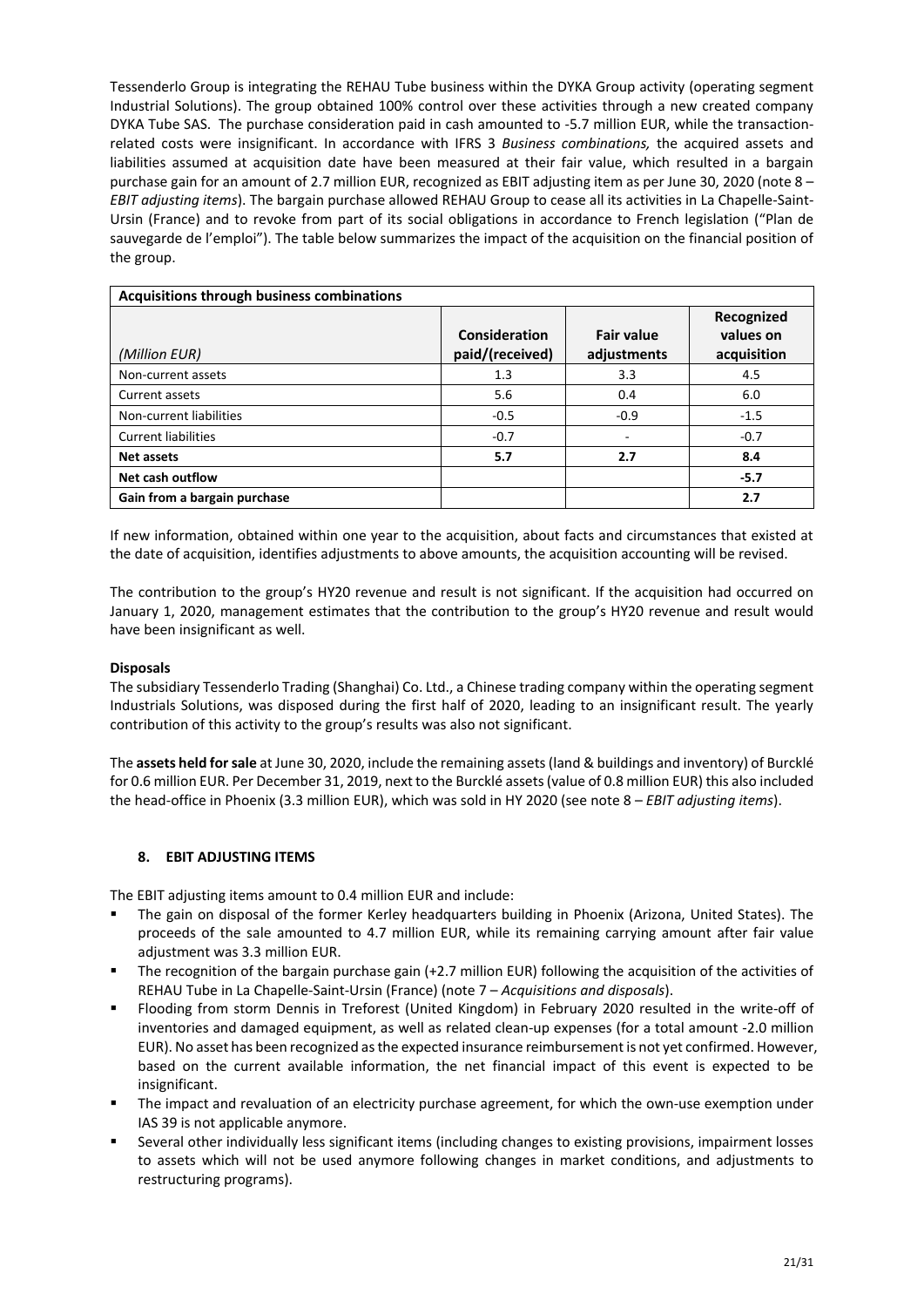Tessenderlo Group is integrating the REHAU Tube business within the DYKA Group activity (operating segment Industrial Solutions). The group obtained 100% control over these activities through a new created company DYKA Tube SAS. The purchase consideration paid in cash amounted to -5.7 million EUR, while the transaction-related costs were insignificant. In accordance with IFRS 3 *Business combinations,* the acquired assets and liabilities assumed at acquisition date have been measured at their fair value, which resulted in a bargain purchase gain for an amount of 2.7 million EUR, recognized as EBIT adjusting item as per June 30, 2020 (note 8 – *EBIT adjusting items*). The bargain purchase allowed REHAU Group to cease all its activities in La Chapelle-Saint-Ursin (France) and to revoke from part of its social obligations in accordance to French legislation ("Plan de sauvegarde de l'emploi"). The table below summarizes the impact of the acquisition on the financial position of the group.

| **Acquisitions through business combinations** | | | |
|---|---|---|---|
| *(Million EUR)* | **Consideration paid/(received)** | **Fair value adjustments** | **Recognized values on acquisition** |
| Non-current assets | 1.3 | 3.3 | 4.5 |
| Current assets | 5.6 | 0.4 | 6.0 |
| Non-current liabilities | -0.5 | -0.9 | -1.5 |
| Current liabilities | -0.7 | - | -0.7 |
| **Net assets** | **5.7** | **2.7** | **8.4** |
| **Net cash outflow** | | | **-5.7** |
| **Gain from a bargain purchase** | | | **2.7** |

If new information, obtained within one year to the acquisition, about facts and circumstances that existed at the date of acquisition, identifies adjustments to above amounts, the acquisition accounting will be revised.

The contribution to the group's HY20 revenue and result is not significant. If the acquisition had occurred on January 1, 2020, management estimates that the contribution to the group's HY20 revenue and result would have been insignificant as well.

**Disposals**

The subsidiary Tessenderlo Trading (Shanghai) Co. Ltd., a Chinese trading company within the operating segment Industrials Solutions, was disposed during the first half of 2020, leading to an insignificant result. The yearly contribution of this activity to the group's results was also not significant.

The **assets held for sale** at June 30, 2020, include the remaining assets (land & buildings and inventory) of Burcklé for 0.6 million EUR. Per December 31, 2019, next to the Burcklé assets (value of 0.8 million EUR) this also included the head-office in Phoenix (3.3 million EUR), which was sold in HY 2020 (see note 8 – *EBIT adjusting items*).

## 8. EBIT ADJUSTING ITEMS

The EBIT adjusting items amount to 0.4 million EUR and include:

- The gain on disposal of the former Kerley headquarters building in Phoenix (Arizona, United States). The proceeds of the sale amounted to 4.7 million EUR, while its remaining carrying amount after fair value adjustment was 3.3 million EUR.
- The recognition of the bargain purchase gain (+2.7 million EUR) following the acquisition of the activities of REHAU Tube in La Chapelle-Saint-Ursin (France) (note 7 – *Acquisitions and disposals*).
- Flooding from storm Dennis in Treforest (United Kingdom) in February 2020 resulted in the write-off of inventories and damaged equipment, as well as related clean-up expenses (for a total amount -2.0 million EUR). No asset has been recognized as the expected insurance reimbursement is not yet confirmed. However, based on the current available information, the net financial impact of this event is expected to be insignificant.
- The impact and revaluation of an electricity purchase agreement, for which the own-use exemption under IAS 39 is not applicable anymore.
- Several other individually less significant items (including changes to existing provisions, impairment losses to assets which will not be used anymore following changes in market conditions, and adjustments to restructuring programs).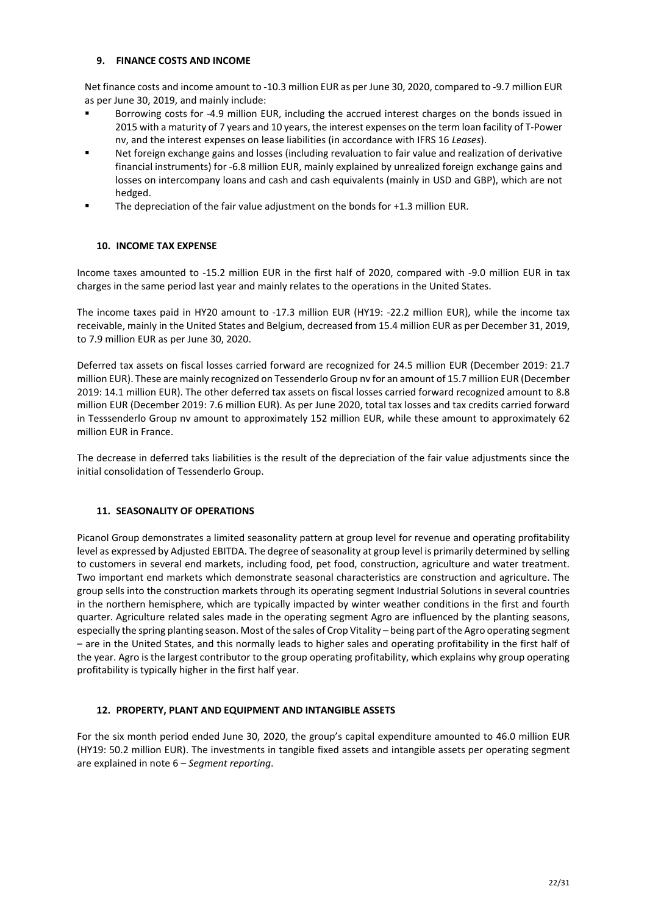## 9. FINANCE COSTS AND INCOME

Net finance costs and income amount to -10.3 million EUR as per June 30, 2020, compared to -9.7 million EUR as per June 30, 2019, and mainly include:

- Borrowing costs for -4.9 million EUR, including the accrued interest charges on the bonds issued in 2015 with a maturity of 7 years and 10 years, the interest expenses on the term loan facility of T-Power nv, and the interest expenses on lease liabilities (in accordance with IFRS 16 *Leases*).
- Net foreign exchange gains and losses (including revaluation to fair value and realization of derivative financial instruments) for -6.8 million EUR, mainly explained by unrealized foreign exchange gains and losses on intercompany loans and cash and cash equivalents (mainly in USD and GBP), which are not hedged.
- The depreciation of the fair value adjustment on the bonds for +1.3 million EUR.

## 10. INCOME TAX EXPENSE

Income taxes amounted to -15.2 million EUR in the first half of 2020, compared with -9.0 million EUR in tax charges in the same period last year and mainly relates to the operations in the United States.

The income taxes paid in HY20 amount to -17.3 million EUR (HY19: -22.2 million EUR), while the income tax receivable, mainly in the United States and Belgium, decreased from 15.4 million EUR as per December 31, 2019, to 7.9 million EUR as per June 30, 2020.

Deferred tax assets on fiscal losses carried forward are recognized for 24.5 million EUR (December 2019: 21.7 million EUR). These are mainly recognized on Tessenderlo Group nv for an amount of 15.7 million EUR (December 2019: 14.1 million EUR). The other deferred tax assets on fiscal losses carried forward recognized amount to 8.8 million EUR (December 2019: 7.6 million EUR). As per June 2020, total tax losses and tax credits carried forward in Tesssenderlo Group nv amount to approximately 152 million EUR, while these amount to approximately 62 million EUR in France.

The decrease in deferred taks liabilities is the result of the depreciation of the fair value adjustments since the initial consolidation of Tessenderlo Group.

## 11. SEASONALITY OF OPERATIONS

Picanol Group demonstrates a limited seasonality pattern at group level for revenue and operating profitability level as expressed by Adjusted EBITDA. The degree of seasonality at group level is primarily determined by selling to customers in several end markets, including food, pet food, construction, agriculture and water treatment. Two important end markets which demonstrate seasonal characteristics are construction and agriculture. The group sells into the construction markets through its operating segment Industrial Solutions in several countries in the northern hemisphere, which are typically impacted by winter weather conditions in the first and fourth quarter. Agriculture related sales made in the operating segment Agro are influenced by the planting seasons, especially the spring planting season. Most of the sales of Crop Vitality – being part of the Agro operating segment – are in the United States, and this normally leads to higher sales and operating profitability in the first half of the year. Agro is the largest contributor to the group operating profitability, which explains why group operating profitability is typically higher in the first half year.

## 12. PROPERTY, PLANT AND EQUIPMENT AND INTANGIBLE ASSETS

For the six month period ended June 30, 2020, the group's capital expenditure amounted to 46.0 million EUR (HY19: 50.2 million EUR). The investments in tangible fixed assets and intangible assets per operating segment are explained in note 6 – *Segment reporting*.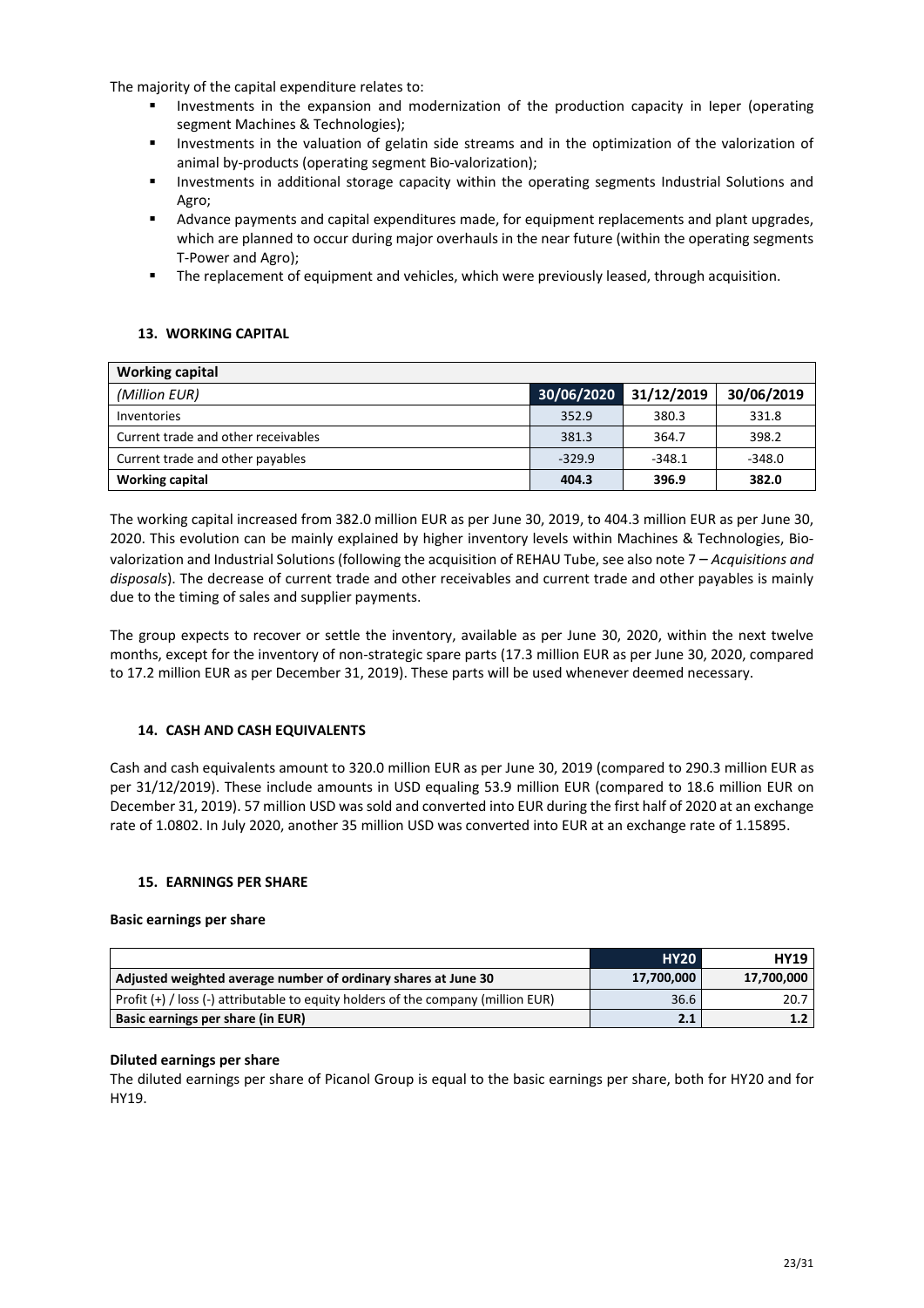The majority of the capital expenditure relates to:

- Investments in the expansion and modernization of the production capacity in Ieper (operating segment Machines & Technologies);
- Investments in the valuation of gelatin side streams and in the optimization of the valorization of animal by-products (operating segment Bio-valorization);
- Investments in additional storage capacity within the operating segments Industrial Solutions and Agro;
- Advance payments and capital expenditures made, for equipment replacements and plant upgrades, which are planned to occur during major overhauls in the near future (within the operating segments T-Power and Agro);
- The replacement of equipment and vehicles, which were previously leased, through acquisition.

## 13. WORKING CAPITAL

| **Working capital** | | | |
|---|---|---|---|
| *(Million EUR)* | **30/06/2020** | **31/12/2019** | **30/06/2019** |
| Inventories | 352.9 | 380.3 | 331.8 |
| Current trade and other receivables | 381.3 | 364.7 | 398.2 |
| Current trade and other payables | -329.9 | -348.1 | -348.0 |
| **Working capital** | **404.3** | **396.9** | **382.0** |

The working capital increased from 382.0 million EUR as per June 30, 2019, to 404.3 million EUR as per June 30, 2020. This evolution can be mainly explained by higher inventory levels within Machines & Technologies, Bio-valorization and Industrial Solutions (following the acquisition of REHAU Tube, see also note 7 – *Acquisitions and disposals*). The decrease of current trade and other receivables and current trade and other payables is mainly due to the timing of sales and supplier payments.

The group expects to recover or settle the inventory, available as per June 30, 2020, within the next twelve months, except for the inventory of non-strategic spare parts (17.3 million EUR as per June 30, 2020, compared to 17.2 million EUR as per December 31, 2019). These parts will be used whenever deemed necessary.

## 14. CASH AND CASH EQUIVALENTS

Cash and cash equivalents amount to 320.0 million EUR as per June 30, 2019 (compared to 290.3 million EUR as per 31/12/2019). These include amounts in USD equaling 53.9 million EUR (compared to 18.6 million EUR on December 31, 2019). 57 million USD was sold and converted into EUR during the first half of 2020 at an exchange rate of 1.0802. In July 2020, another 35 million USD was converted into EUR at an exchange rate of 1.15895.

## 15. EARNINGS PER SHARE

**Basic earnings per share**

| | **HY20** | **HY19** |
|---|---|---|
| **Adjusted weighted average number of ordinary shares at June 30** | **17,700,000** | **17,700,000** |
| Profit (+) / loss (-) attributable to equity holders of the company (million EUR) | 36.6 | 20.7 |
| **Basic earnings per share (in EUR)** | **2.1** | **1.2** |

**Diluted earnings per share**

The diluted earnings per share of Picanol Group is equal to the basic earnings per share, both for HY20 and for HY19.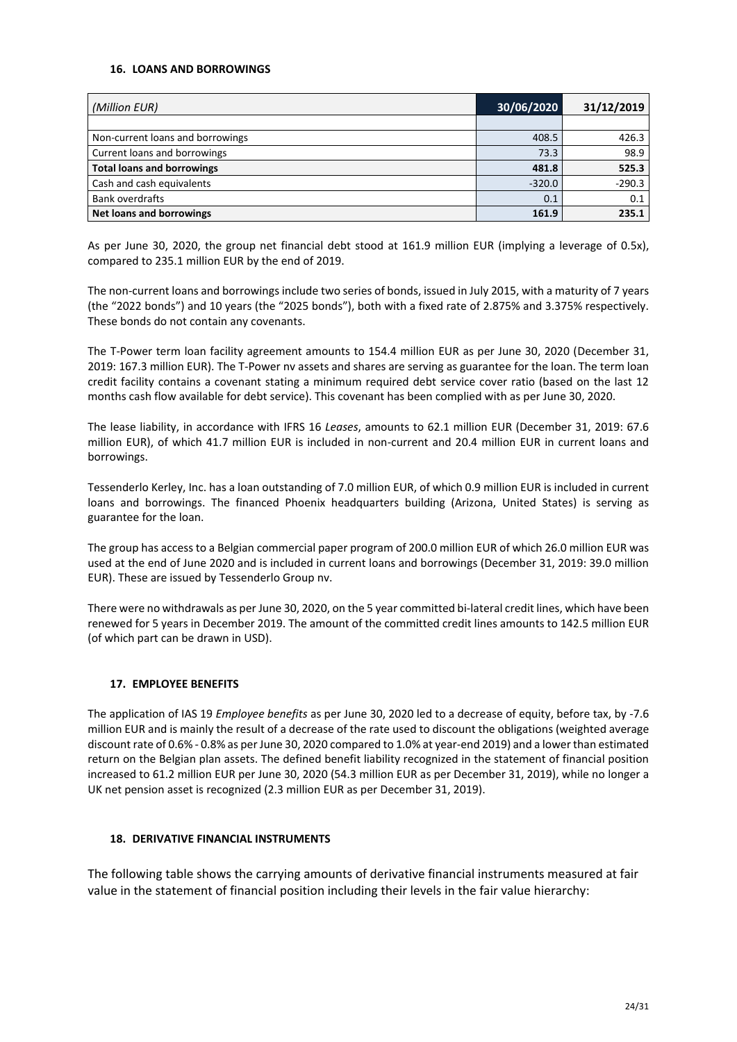### 16. LOANS AND BORROWINGS

| *(Million EUR)* | 30/06/2020 | 31/12/2019 |
|---|---|---|
| | | |
| Non-current loans and borrowings | 408.5 | 426.3 |
| Current loans and borrowings | 73.3 | 98.9 |
| **Total loans and borrowings** | **481.8** | **525.3** |
| Cash and cash equivalents | -320.0 | -290.3 |
| Bank overdrafts | 0.1 | 0.1 |
| **Net loans and borrowings** | **161.9** | **235.1** |

As per June 30, 2020, the group net financial debt stood at 161.9 million EUR (implying a leverage of 0.5x), compared to 235.1 million EUR by the end of 2019.

The non-current loans and borrowings include two series of bonds, issued in July 2015, with a maturity of 7 years (the "2022 bonds") and 10 years (the "2025 bonds"), both with a fixed rate of 2.875% and 3.375% respectively. These bonds do not contain any covenants.

The T-Power term loan facility agreement amounts to 154.4 million EUR as per June 30, 2020 (December 31, 2019: 167.3 million EUR). The T-Power nv assets and shares are serving as guarantee for the loan. The term loan credit facility contains a covenant stating a minimum required debt service cover ratio (based on the last 12 months cash flow available for debt service). This covenant has been complied with as per June 30, 2020.

The lease liability, in accordance with IFRS 16 *Leases*, amounts to 62.1 million EUR (December 31, 2019: 67.6 million EUR), of which 41.7 million EUR is included in non-current and 20.4 million EUR in current loans and borrowings.

Tessenderlo Kerley, Inc. has a loan outstanding of 7.0 million EUR, of which 0.9 million EUR is included in current loans and borrowings. The financed Phoenix headquarters building (Arizona, United States) is serving as guarantee for the loan.

The group has access to a Belgian commercial paper program of 200.0 million EUR of which 26.0 million EUR was used at the end of June 2020 and is included in current loans and borrowings (December 31, 2019: 39.0 million EUR). These are issued by Tessenderlo Group nv.

There were no withdrawals as per June 30, 2020, on the 5 year committed bi-lateral credit lines, which have been renewed for 5 years in December 2019. The amount of the committed credit lines amounts to 142.5 million EUR (of which part can be drawn in USD).

### 17. EMPLOYEE BENEFITS

The application of IAS 19 *Employee benefits* as per June 30, 2020 led to a decrease of equity, before tax, by -7.6 million EUR and is mainly the result of a decrease of the rate used to discount the obligations (weighted average discount rate of 0.6% - 0.8% as per June 30, 2020 compared to 1.0% at year-end 2019) and a lower than estimated return on the Belgian plan assets. The defined benefit liability recognized in the statement of financial position increased to 61.2 million EUR per June 30, 2020 (54.3 million EUR as per December 31, 2019), while no longer a UK net pension asset is recognized (2.3 million EUR as per December 31, 2019).

### 18. DERIVATIVE FINANCIAL INSTRUMENTS

The following table shows the carrying amounts of derivative financial instruments measured at fair value in the statement of financial position including their levels in the fair value hierarchy: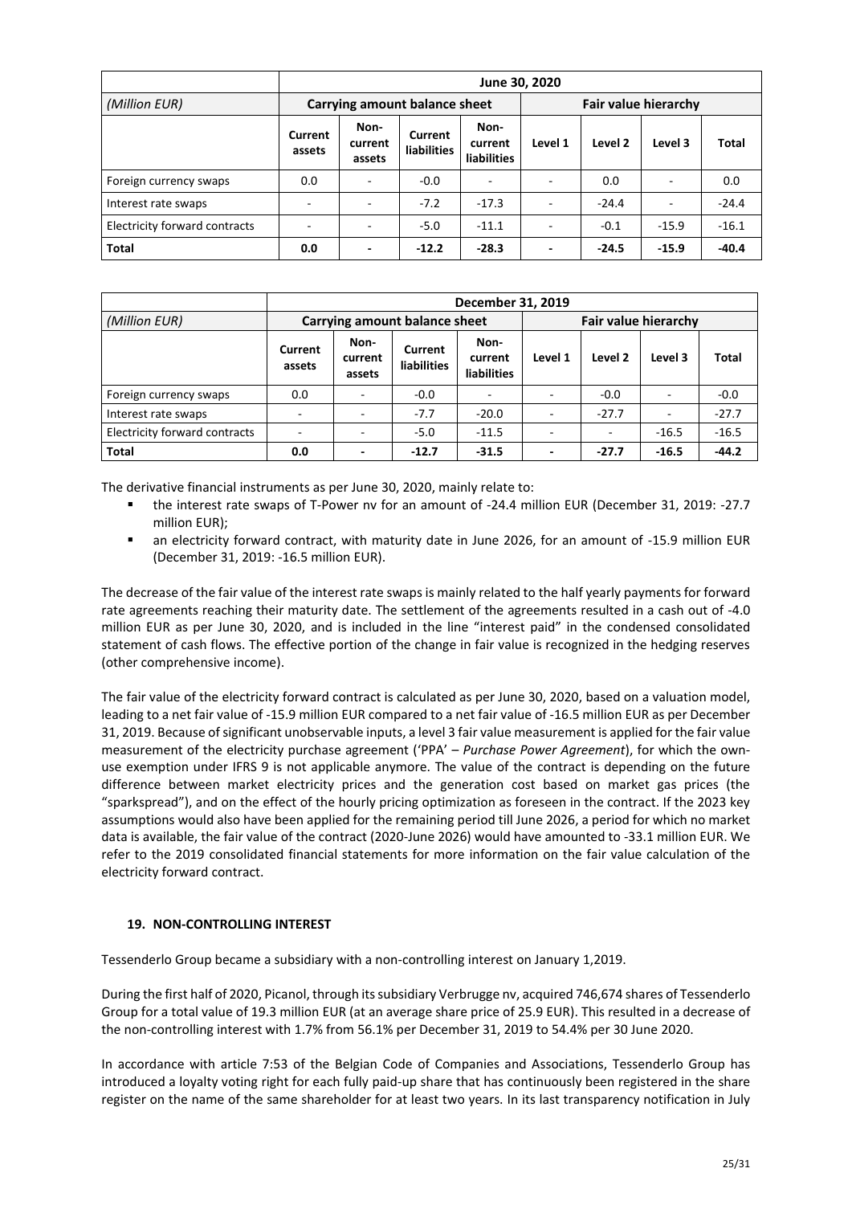| (Million EUR) | June 30, 2020 | | | | | | | |
|---|---|---|---|---|---|---|---|---|
| | Carrying amount balance sheet | | | | Fair value hierarchy | | | |
| | Current assets | Non-current assets | Current liabilities | Non-current liabilities | Level 1 | Level 2 | Level 3 | Total |
| Foreign currency swaps | 0.0 | - | -0.0 | - | - | 0.0 | - | 0.0 |
| Interest rate swaps | - | - | -7.2 | -17.3 | - | -24.4 | - | -24.4 |
| Electricity forward contracts | - | - | -5.0 | -11.1 | - | -0.1 | -15.9 | -16.1 |
| **Total** | **0.0** | **-** | **-12.2** | **-28.3** | **-** | **-24.5** | **-15.9** | **-40.4** |

| (Million EUR) | December 31, 2019 | | | | | | | |
|---|---|---|---|---|---|---|---|---|
| | Carrying amount balance sheet | | | | Fair value hierarchy | | | |
| | Current assets | Non-current assets | Current liabilities | Non-current liabilities | Level 1 | Level 2 | Level 3 | Total |
| Foreign currency swaps | 0.0 | - | -0.0 | - | - | -0.0 | - | -0.0 |
| Interest rate swaps | - | - | -7.7 | -20.0 | - | -27.7 | - | -27.7 |
| Electricity forward contracts | - | - | -5.0 | -11.5 | - | - | -16.5 | -16.5 |
| **Total** | **0.0** | **-** | **-12.7** | **-31.5** | **-** | **-27.7** | **-16.5** | **-44.2** |

The derivative financial instruments as per June 30, 2020, mainly relate to:

- the interest rate swaps of T-Power nv for an amount of -24.4 million EUR (December 31, 2019: -27.7 million EUR);
- an electricity forward contract, with maturity date in June 2026, for an amount of -15.9 million EUR (December 31, 2019: -16.5 million EUR).

The decrease of the fair value of the interest rate swaps is mainly related to the half yearly payments for forward rate agreements reaching their maturity date. The settlement of the agreements resulted in a cash out of -4.0 million EUR as per June 30, 2020, and is included in the line "interest paid" in the condensed consolidated statement of cash flows. The effective portion of the change in fair value is recognized in the hedging reserves (other comprehensive income).

The fair value of the electricity forward contract is calculated as per June 30, 2020, based on a valuation model, leading to a net fair value of -15.9 million EUR compared to a net fair value of -16.5 million EUR as per December 31, 2019. Because of significant unobservable inputs, a level 3 fair value measurement is applied for the fair value measurement of the electricity purchase agreement ('PPA' – *Purchase Power Agreement*), for which the own-use exemption under IFRS 9 is not applicable anymore. The value of the contract is depending on the future difference between market electricity prices and the generation cost based on market gas prices (the "sparkspread"), and on the effect of the hourly pricing optimization as foreseen in the contract. If the 2023 key assumptions would also have been applied for the remaining period till June 2026, a period for which no market data is available, the fair value of the contract (2020-June 2026) would have amounted to -33.1 million EUR. We refer to the 2019 consolidated financial statements for more information on the fair value calculation of the electricity forward contract.

## 19. NON-CONTROLLING INTEREST

Tessenderlo Group became a subsidiary with a non-controlling interest on January 1,2019.

During the first half of 2020, Picanol, through its subsidiary Verbrugge nv, acquired 746,674 shares of Tessenderlo Group for a total value of 19.3 million EUR (at an average share price of 25.9 EUR). This resulted in a decrease of the non-controlling interest with 1.7% from 56.1% per December 31, 2019 to 54.4% per 30 June 2020.

In accordance with article 7:53 of the Belgian Code of Companies and Associations, Tessenderlo Group has introduced a loyalty voting right for each fully paid-up share that has continuously been registered in the share register on the name of the same shareholder for at least two years. In its last transparency notification in July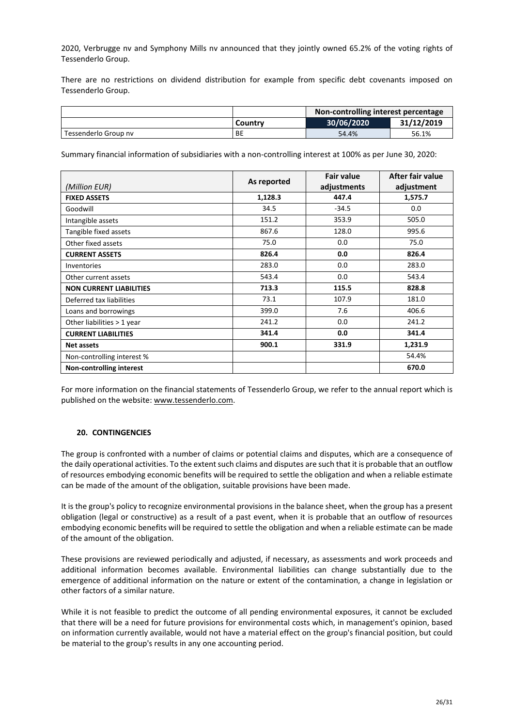2020, Verbrugge nv and Symphony Mills nv announced that they jointly owned 65.2% of the voting rights of Tessenderlo Group.

There are no restrictions on dividend distribution for example from specific debt covenants imposed on Tessenderlo Group.

| | | Non-controlling interest percentage | |
|---|---|---|---|
| | Country | 30/06/2020 | 31/12/2019 |
| Tessenderlo Group nv | BE | 54.4% | 56.1% |

Summary financial information of subsidiaries with a non-controlling interest at 100% as per June 30, 2020:

| *(Million EUR)* | As reported | Fair value adjustments | After fair value adjustment |
|---|---|---|---|
| **FIXED ASSETS** | **1,128.3** | **447.4** | **1,575.7** |
| Goodwill | 34.5 | -34.5 | 0.0 |
| Intangible assets | 151.2 | 353.9 | 505.0 |
| Tangible fixed assets | 867.6 | 128.0 | 995.6 |
| Other fixed assets | 75.0 | 0.0 | 75.0 |
| **CURRENT ASSETS** | **826.4** | **0.0** | **826.4** |
| Inventories | 283.0 | 0.0 | 283.0 |
| Other current assets | 543.4 | 0.0 | 543.4 |
| **NON CURRENT LIABILITIES** | **713.3** | **115.5** | **828.8** |
| Deferred tax liabilities | 73.1 | 107.9 | 181.0 |
| Loans and borrowings | 399.0 | 7.6 | 406.6 |
| Other liabilities > 1 year | 241.2 | 0.0 | 241.2 |
| **CURRENT LIABILITIES** | **341.4** | **0.0** | **341.4** |
| **Net assets** | **900.1** | **331.9** | **1,231.9** |
| Non-controlling interest % | | | 54.4% |
| **Non-controlling interest** | | | **670.0** |

For more information on the financial statements of Tessenderlo Group, we refer to the annual report which is published on the website: www.tessenderlo.com.

## 20. CONTINGENCIES

The group is confronted with a number of claims or potential claims and disputes, which are a consequence of the daily operational activities. To the extent such claims and disputes are such that it is probable that an outflow of resources embodying economic benefits will be required to settle the obligation and when a reliable estimate can be made of the amount of the obligation, suitable provisions have been made.

It is the group's policy to recognize environmental provisions in the balance sheet, when the group has a present obligation (legal or constructive) as a result of a past event, when it is probable that an outflow of resources embodying economic benefits will be required to settle the obligation and when a reliable estimate can be made of the amount of the obligation.

These provisions are reviewed periodically and adjusted, if necessary, as assessments and work proceeds and additional information becomes available. Environmental liabilities can change substantially due to the emergence of additional information on the nature or extent of the contamination, a change in legislation or other factors of a similar nature.

While it is not feasible to predict the outcome of all pending environmental exposures, it cannot be excluded that there will be a need for future provisions for environmental costs which, in management's opinion, based on information currently available, would not have a material effect on the group's financial position, but could be material to the group's results in any one accounting period.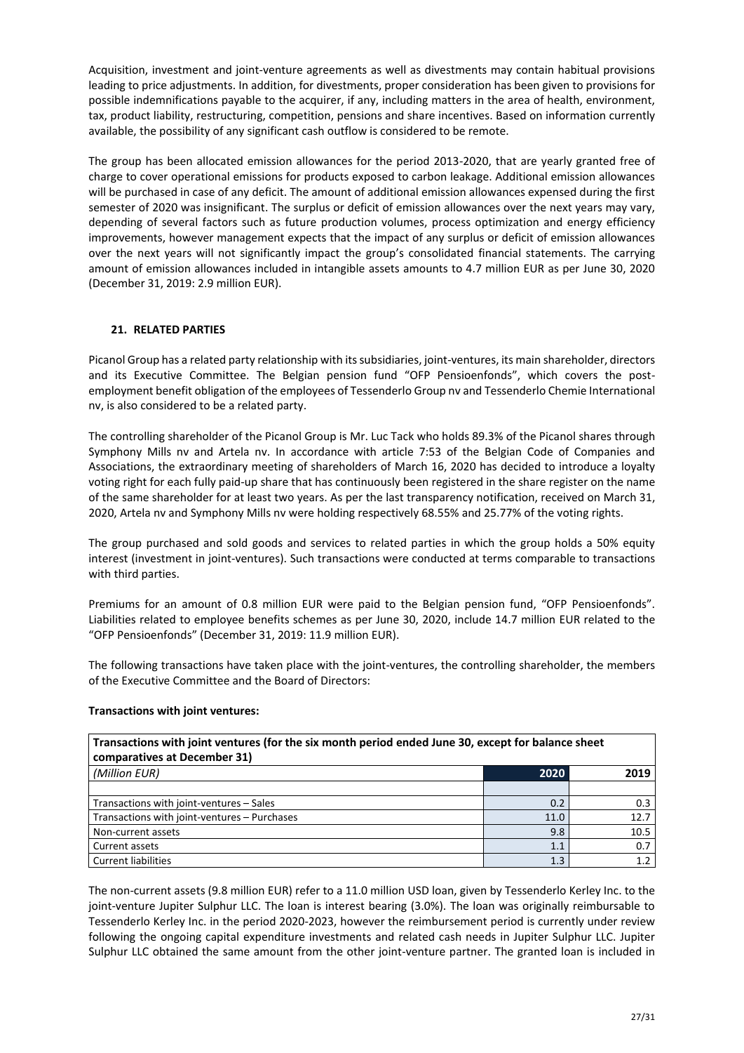Acquisition, investment and joint-venture agreements as well as divestments may contain habitual provisions leading to price adjustments. In addition, for divestments, proper consideration has been given to provisions for possible indemnifications payable to the acquirer, if any, including matters in the area of health, environment, tax, product liability, restructuring, competition, pensions and share incentives. Based on information currently available, the possibility of any significant cash outflow is considered to be remote.

The group has been allocated emission allowances for the period 2013-2020, that are yearly granted free of charge to cover operational emissions for products exposed to carbon leakage. Additional emission allowances will be purchased in case of any deficit. The amount of additional emission allowances expensed during the first semester of 2020 was insignificant. The surplus or deficit of emission allowances over the next years may vary, depending of several factors such as future production volumes, process optimization and energy efficiency improvements, however management expects that the impact of any surplus or deficit of emission allowances over the next years will not significantly impact the group's consolidated financial statements. The carrying amount of emission allowances included in intangible assets amounts to 4.7 million EUR as per June 30, 2020 (December 31, 2019: 2.9 million EUR).

## 21. RELATED PARTIES

Picanol Group has a related party relationship with its subsidiaries, joint-ventures, its main shareholder, directors and its Executive Committee. The Belgian pension fund "OFP Pensioenfonds", which covers the post-employment benefit obligation of the employees of Tessenderlo Group nv and Tessenderlo Chemie International nv, is also considered to be a related party.

The controlling shareholder of the Picanol Group is Mr. Luc Tack who holds 89.3% of the Picanol shares through Symphony Mills nv and Artela nv. In accordance with article 7:53 of the Belgian Code of Companies and Associations, the extraordinary meeting of shareholders of March 16, 2020 has decided to introduce a loyalty voting right for each fully paid-up share that has continuously been registered in the share register on the name of the same shareholder for at least two years. As per the last transparency notification, received on March 31, 2020, Artela nv and Symphony Mills nv were holding respectively 68.55% and 25.77% of the voting rights.

The group purchased and sold goods and services to related parties in which the group holds a 50% equity interest (investment in joint-ventures). Such transactions were conducted at terms comparable to transactions with third parties.

Premiums for an amount of 0.8 million EUR were paid to the Belgian pension fund, "OFP Pensioenfonds". Liabilities related to employee benefits schemes as per June 30, 2020, include 14.7 million EUR related to the "OFP Pensioenfonds" (December 31, 2019: 11.9 million EUR).

The following transactions have taken place with the joint-ventures, the controlling shareholder, the members of the Executive Committee and the Board of Directors:

**Transactions with joint ventures:**

| Transactions with joint ventures (for the six month period ended June 30, except for balance sheet comparatives at December 31) | | |
|---|---|---|
| *(Million EUR)* | 2020 | 2019 |
| | | |
| Transactions with joint-ventures – Sales | 0.2 | 0.3 |
| Transactions with joint-ventures – Purchases | 11.0 | 12.7 |
| Non-current assets | 9.8 | 10.5 |
| Current assets | 1.1 | 0.7 |
| Current liabilities | 1.3 | 1.2 |

The non-current assets (9.8 million EUR) refer to a 11.0 million USD loan, given by Tessenderlo Kerley Inc. to the joint-venture Jupiter Sulphur LLC. The loan is interest bearing (3.0%). The loan was originally reimbursable to Tessenderlo Kerley Inc. in the period 2020-2023, however the reimbursement period is currently under review following the ongoing capital expenditure investments and related cash needs in Jupiter Sulphur LLC. Jupiter Sulphur LLC obtained the same amount from the other joint-venture partner. The granted loan is included in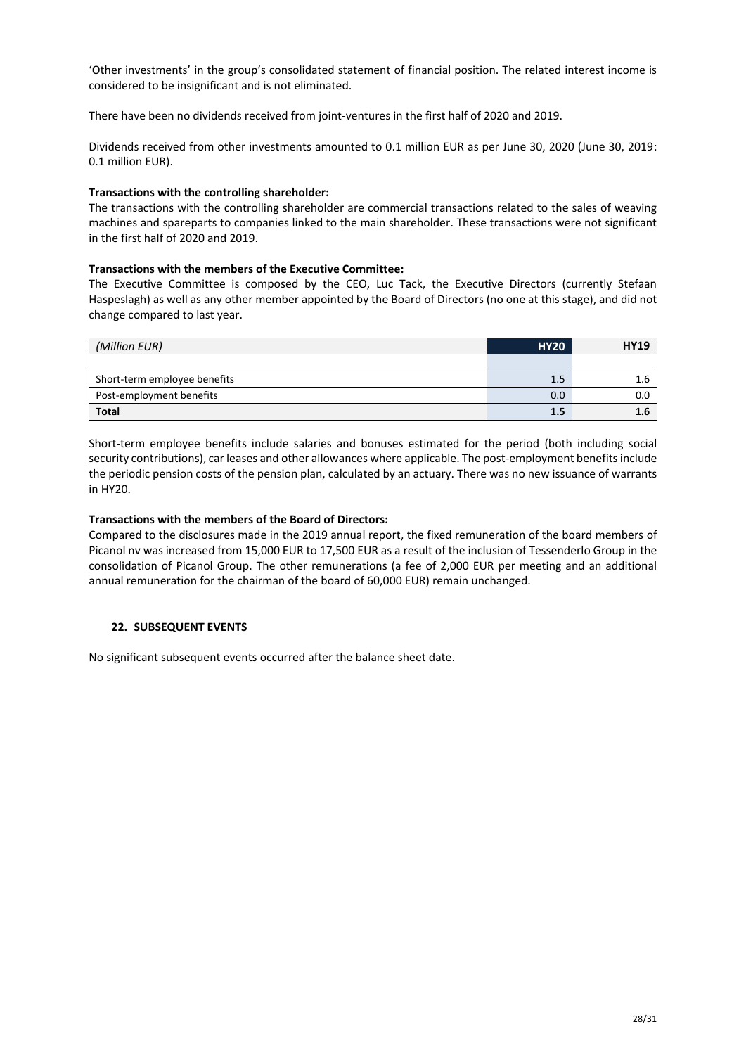'Other investments' in the group's consolidated statement of financial position. The related interest income is considered to be insignificant and is not eliminated.

There have been no dividends received from joint-ventures in the first half of 2020 and 2019.

Dividends received from other investments amounted to 0.1 million EUR as per June 30, 2020 (June 30, 2019: 0.1 million EUR).

**Transactions with the controlling shareholder:**
The transactions with the controlling shareholder are commercial transactions related to the sales of weaving machines and spareparts to companies linked to the main shareholder. These transactions were not significant in the first half of 2020 and 2019.

**Transactions with the members of the Executive Committee:**
The Executive Committee is composed by the CEO, Luc Tack, the Executive Directors (currently Stefaan Haspeslagh) as well as any other member appointed by the Board of Directors (no one at this stage), and did not change compared to last year.

| *(Million EUR)* | **HY20** | **HY19** |
|---|---|---|
| | | |
| Short-term employee benefits | 1.5 | 1.6 |
| Post-employment benefits | 0.0 | 0.0 |
| **Total** | **1.5** | **1.6** |

Short-term employee benefits include salaries and bonuses estimated for the period (both including social security contributions), car leases and other allowances where applicable. The post-employment benefits include the periodic pension costs of the pension plan, calculated by an actuary. There was no new issuance of warrants in HY20.

**Transactions with the members of the Board of Directors:**
Compared to the disclosures made in the 2019 annual report, the fixed remuneration of the board members of Picanol nv was increased from 15,000 EUR to 17,500 EUR as a result of the inclusion of Tessenderlo Group in the consolidation of Picanol Group. The other remunerations (a fee of 2,000 EUR per meeting and an additional annual remuneration for the chairman of the board of 60,000 EUR) remain unchanged.

## 22. SUBSEQUENT EVENTS

No significant subsequent events occurred after the balance sheet date.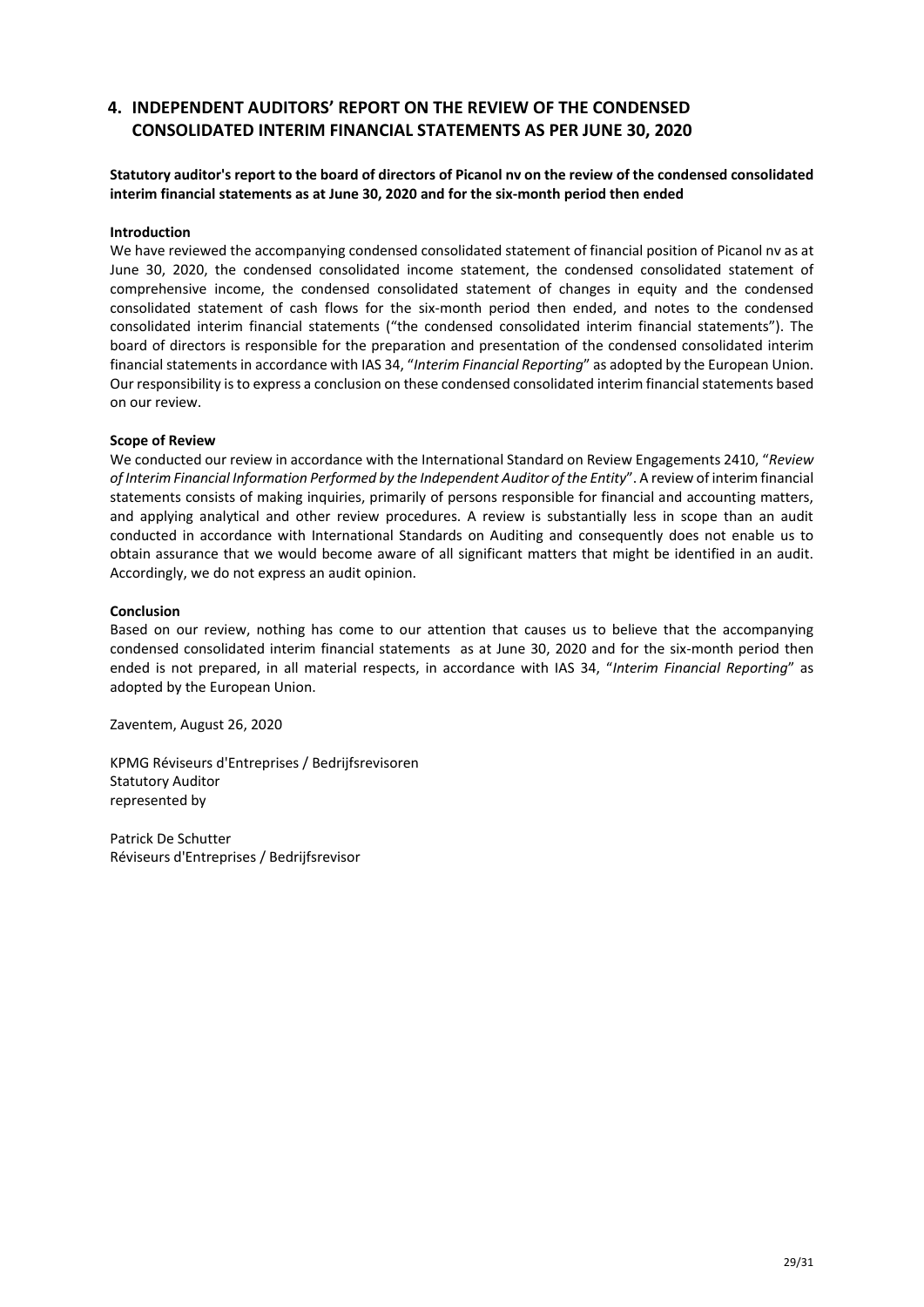## 4. INDEPENDENT AUDITORS' REPORT ON THE REVIEW OF THE CONDENSED CONSOLIDATED INTERIM FINANCIAL STATEMENTS AS PER JUNE 30, 2020

**Statutory auditor's report to the board of directors of Picanol nv on the review of the condensed consolidated interim financial statements as at June 30, 2020 and for the six-month period then ended**

**Introduction**

We have reviewed the accompanying condensed consolidated statement of financial position of Picanol nv as at June 30, 2020, the condensed consolidated income statement, the condensed consolidated statement of comprehensive income, the condensed consolidated statement of changes in equity and the condensed consolidated statement of cash flows for the six-month period then ended, and notes to the condensed consolidated interim financial statements ("the condensed consolidated interim financial statements"). The board of directors is responsible for the preparation and presentation of the condensed consolidated interim financial statements in accordance with IAS 34, "*Interim Financial Reporting*" as adopted by the European Union. Our responsibility is to express a conclusion on these condensed consolidated interim financial statements based on our review.

**Scope of Review**

We conducted our review in accordance with the International Standard on Review Engagements 2410, "*Review of Interim Financial Information Performed by the Independent Auditor of the Entity*". A review of interim financial statements consists of making inquiries, primarily of persons responsible for financial and accounting matters, and applying analytical and other review procedures. A review is substantially less in scope than an audit conducted in accordance with International Standards on Auditing and consequently does not enable us to obtain assurance that we would become aware of all significant matters that might be identified in an audit. Accordingly, we do not express an audit opinion.

**Conclusion**

Based on our review, nothing has come to our attention that causes us to believe that the accompanying condensed consolidated interim financial statements as at June 30, 2020 and for the six-month period then ended is not prepared, in all material respects, in accordance with IAS 34, "*Interim Financial Reporting*" as adopted by the European Union.

Zaventem, August 26, 2020

KPMG Réviseurs d'Entreprises / Bedrijfsrevisoren
Statutory Auditor
represented by

Patrick De Schutter
Réviseurs d'Entreprises / Bedrijfsrevisor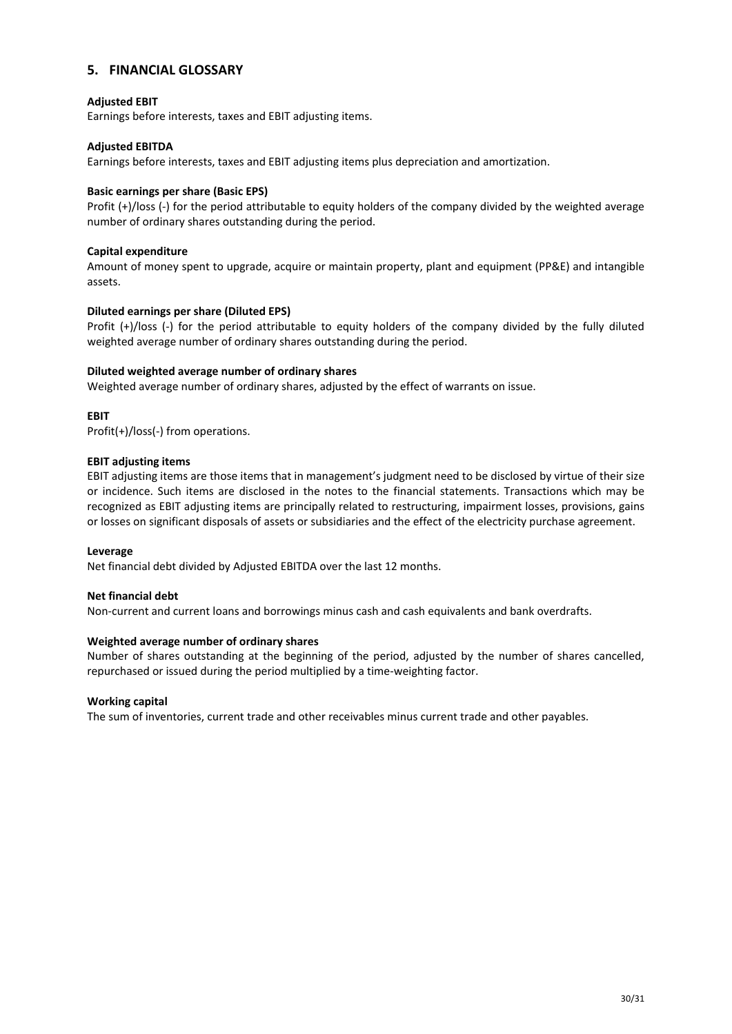## 5. FINANCIAL GLOSSARY

**Adjusted EBIT**
Earnings before interests, taxes and EBIT adjusting items.

**Adjusted EBITDA**
Earnings before interests, taxes and EBIT adjusting items plus depreciation and amortization.

**Basic earnings per share (Basic EPS)**
Profit (+)/loss (-) for the period attributable to equity holders of the company divided by the weighted average number of ordinary shares outstanding during the period.

**Capital expenditure**
Amount of money spent to upgrade, acquire or maintain property, plant and equipment (PP&E) and intangible assets.

**Diluted earnings per share (Diluted EPS)**
Profit (+)/loss (-) for the period attributable to equity holders of the company divided by the fully diluted weighted average number of ordinary shares outstanding during the period.

**Diluted weighted average number of ordinary shares**
Weighted average number of ordinary shares, adjusted by the effect of warrants on issue.

**EBIT**
Profit(+)/loss(-) from operations.

**EBIT adjusting items**
EBIT adjusting items are those items that in management's judgment need to be disclosed by virtue of their size or incidence. Such items are disclosed in the notes to the financial statements. Transactions which may be recognized as EBIT adjusting items are principally related to restructuring, impairment losses, provisions, gains or losses on significant disposals of assets or subsidiaries and the effect of the electricity purchase agreement.

**Leverage**
Net financial debt divided by Adjusted EBITDA over the last 12 months.

**Net financial debt**
Non-current and current loans and borrowings minus cash and cash equivalents and bank overdrafts.

**Weighted average number of ordinary shares**
Number of shares outstanding at the beginning of the period, adjusted by the number of shares cancelled, repurchased or issued during the period multiplied by a time-weighting factor.

**Working capital**
The sum of inventories, current trade and other receivables minus current trade and other payables.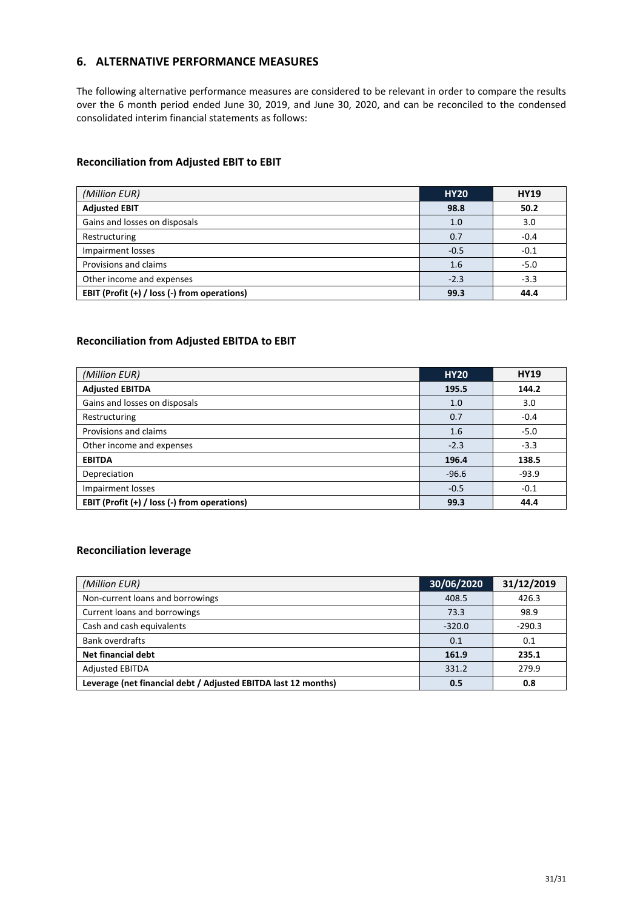## 6. ALTERNATIVE PERFORMANCE MEASURES

The following alternative performance measures are considered to be relevant in order to compare the results over the 6 month period ended June 30, 2019, and June 30, 2020, and can be reconciled to the condensed consolidated interim financial statements as follows:

### Reconciliation from Adjusted EBIT to EBIT

| *(Million EUR)* | **HY20** | **HY19** |
|---|---|---|
| **Adjusted EBIT** | **98.8** | **50.2** |
| Gains and losses on disposals | 1.0 | 3.0 |
| Restructuring | 0.7 | -0.4 |
| Impairment losses | -0.5 | -0.1 |
| Provisions and claims | 1.6 | -5.0 |
| Other income and expenses | -2.3 | -3.3 |
| **EBIT (Profit (+) / loss (-) from operations)** | **99.3** | **44.4** |

### Reconciliation from Adjusted EBITDA to EBIT

| *(Million EUR)* | **HY20** | **HY19** |
|---|---|---|
| **Adjusted EBITDA** | **195.5** | **144.2** |
| Gains and losses on disposals | 1.0 | 3.0 |
| Restructuring | 0.7 | -0.4 |
| Provisions and claims | 1.6 | -5.0 |
| Other income and expenses | -2.3 | -3.3 |
| **EBITDA** | **196.4** | **138.5** |
| Depreciation | -96.6 | -93.9 |
| Impairment losses | -0.5 | -0.1 |
| **EBIT (Profit (+) / loss (-) from operations)** | **99.3** | **44.4** |

### Reconciliation leverage

| *(Million EUR)* | **30/06/2020** | **31/12/2019** |
|---|---|---|
| Non-current loans and borrowings | 408.5 | 426.3 |
| Current loans and borrowings | 73.3 | 98.9 |
| Cash and cash equivalents | -320.0 | -290.3 |
| Bank overdrafts | 0.1 | 0.1 |
| **Net financial debt** | **161.9** | **235.1** |
| Adjusted EBITDA | 331.2 | 279.9 |
| **Leverage (net financial debt / Adjusted EBITDA last 12 months)** | **0.5** | **0.8** |